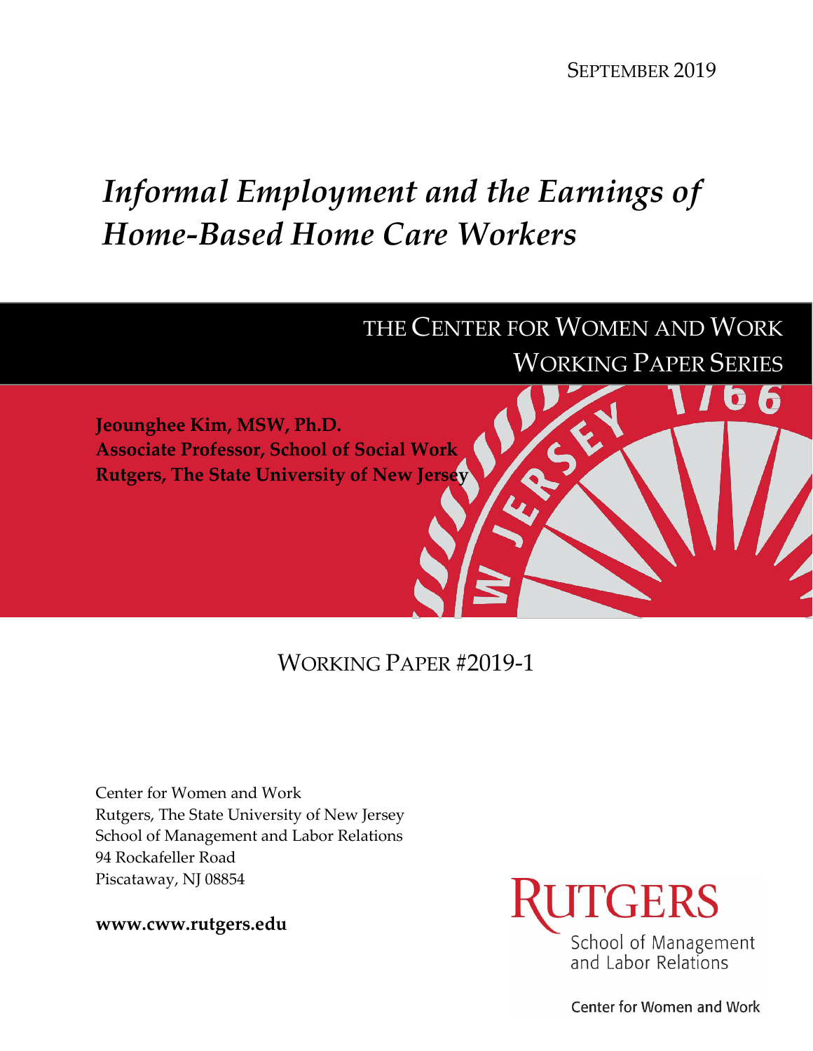SEPTEMBER 2019

# *Informal Employment and the Earnings of Home-Based Home Care Workers*

THE CENTER FOR WOMEN AND WORK
WORKING PAPER SERIES

**Jeounghee Kim, MSW, Ph.D.**
**Associate Professor, School of Social Work**
**Rutgers, The State University of New Jersey**

WORKING PAPER #2019-1

Center for Women and Work
Rutgers, The State University of New Jersey
School of Management and Labor Relations
94 Rockafeller Road
Piscataway, NJ 08854

**www.cww.rutgers.edu**

RUTGERS
School of Management and Labor Relations

Center for Women and Work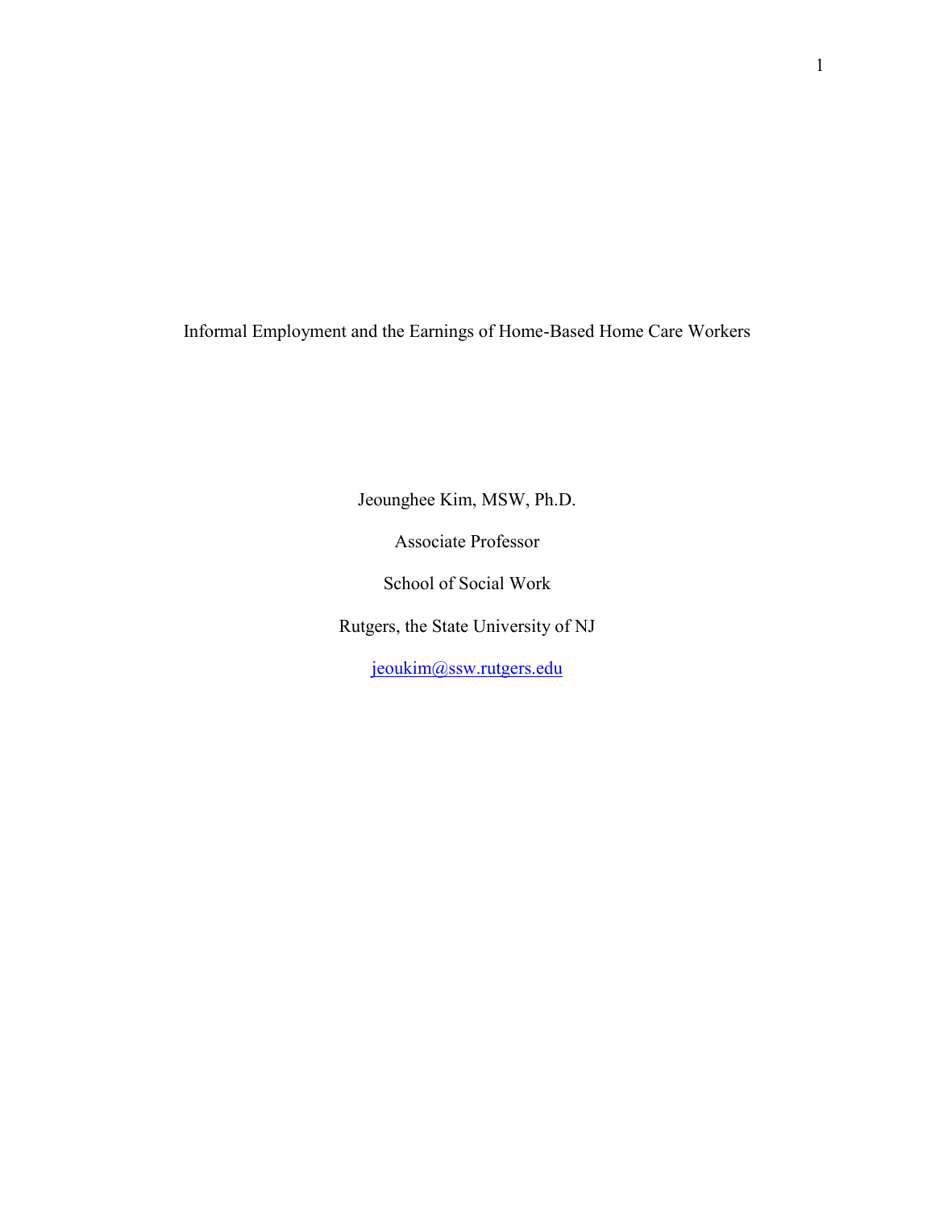# Informal Employment and the Earnings of Home-Based Home Care Workers

Jeounghee Kim, MSW, Ph.D.

Associate Professor

School of Social Work

Rutgers, the State University of NJ

jeoukim@ssw.rutgers.edu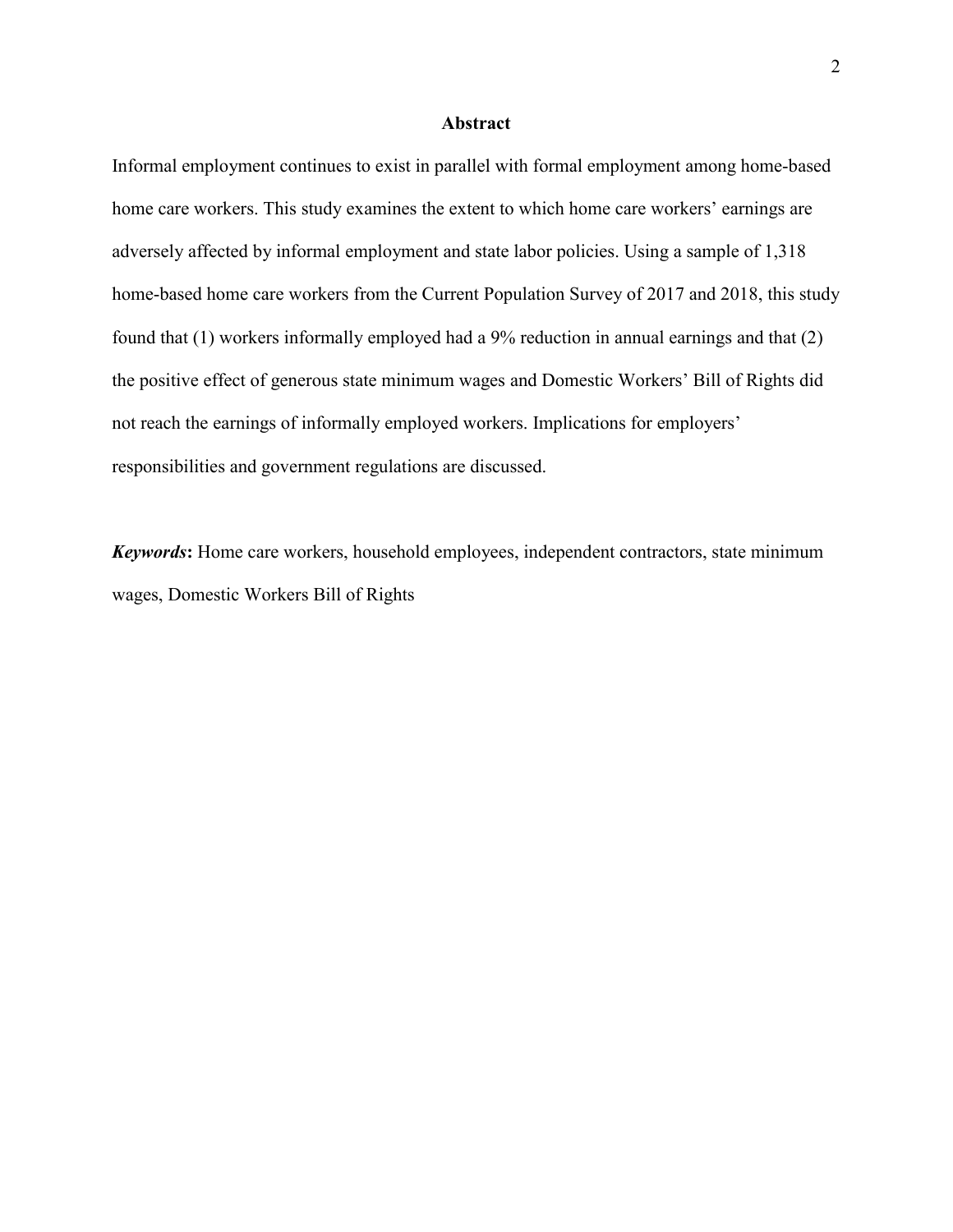## Abstract

Informal employment continues to exist in parallel with formal employment among home-based home care workers. This study examines the extent to which home care workers' earnings are adversely affected by informal employment and state labor policies. Using a sample of 1,318 home-based home care workers from the Current Population Survey of 2017 and 2018, this study found that (1) workers informally employed had a 9% reduction in annual earnings and that (2) the positive effect of generous state minimum wages and Domestic Workers' Bill of Rights did not reach the earnings of informally employed workers. Implications for employers' responsibilities and government regulations are discussed.

***Keywords*:** Home care workers, household employees, independent contractors, state minimum wages, Domestic Workers Bill of Rights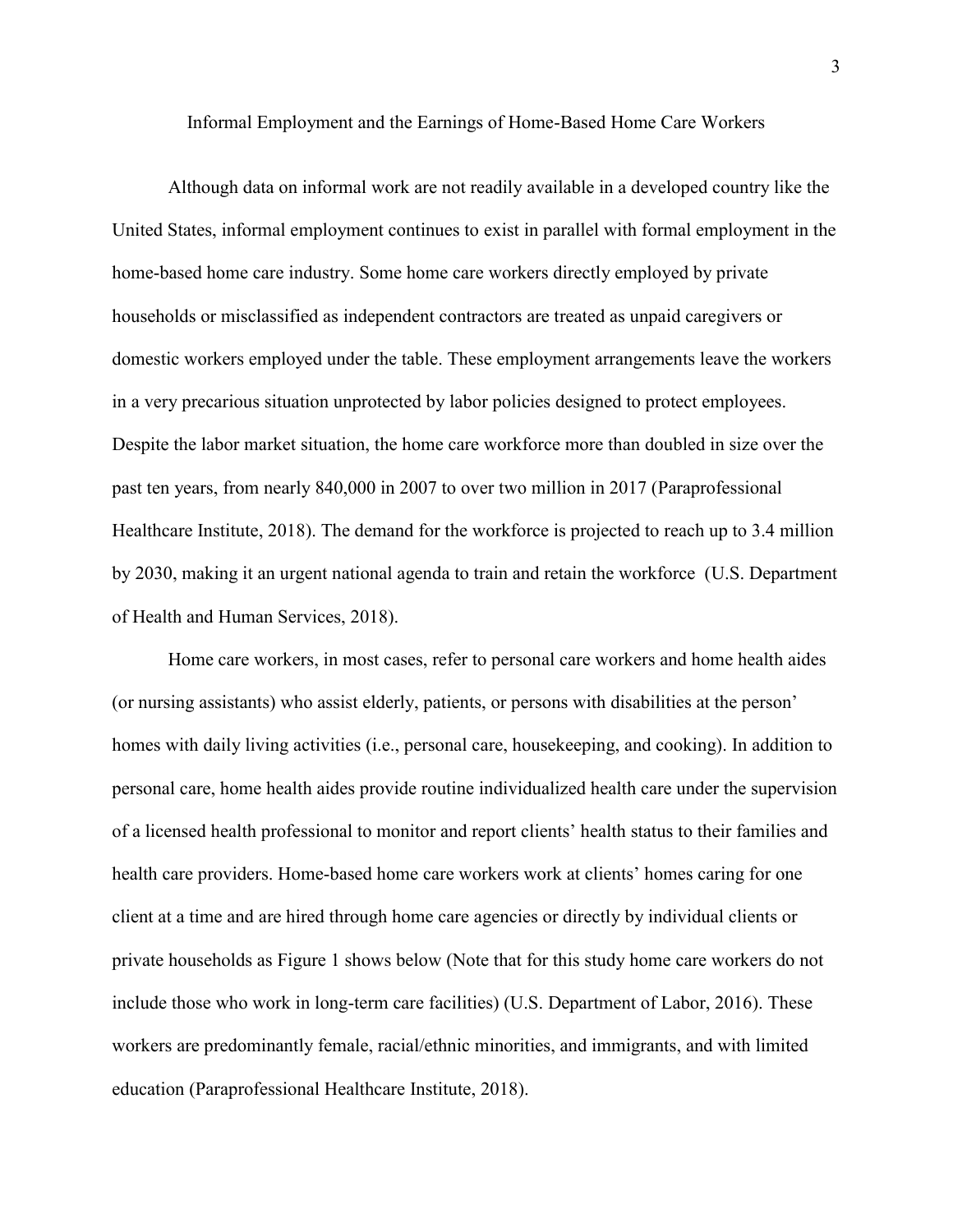# Informal Employment and the Earnings of Home-Based Home Care Workers

Although data on informal work are not readily available in a developed country like the United States, informal employment continues to exist in parallel with formal employment in the home-based home care industry. Some home care workers directly employed by private households or misclassified as independent contractors are treated as unpaid caregivers or domestic workers employed under the table. These employment arrangements leave the workers in a very precarious situation unprotected by labor policies designed to protect employees. Despite the labor market situation, the home care workforce more than doubled in size over the past ten years, from nearly 840,000 in 2007 to over two million in 2017 (Paraprofessional Healthcare Institute, 2018). The demand for the workforce is projected to reach up to 3.4 million by 2030, making it an urgent national agenda to train and retain the workforce (U.S. Department of Health and Human Services, 2018).

Home care workers, in most cases, refer to personal care workers and home health aides (or nursing assistants) who assist elderly, patients, or persons with disabilities at the person' homes with daily living activities (i.e., personal care, housekeeping, and cooking). In addition to personal care, home health aides provide routine individualized health care under the supervision of a licensed health professional to monitor and report clients' health status to their families and health care providers. Home-based home care workers work at clients' homes caring for one client at a time and are hired through home care agencies or directly by individual clients or private households as Figure 1 shows below (Note that for this study home care workers do not include those who work in long-term care facilities) (U.S. Department of Labor, 2016). These workers are predominantly female, racial/ethnic minorities, and immigrants, and with limited education (Paraprofessional Healthcare Institute, 2018).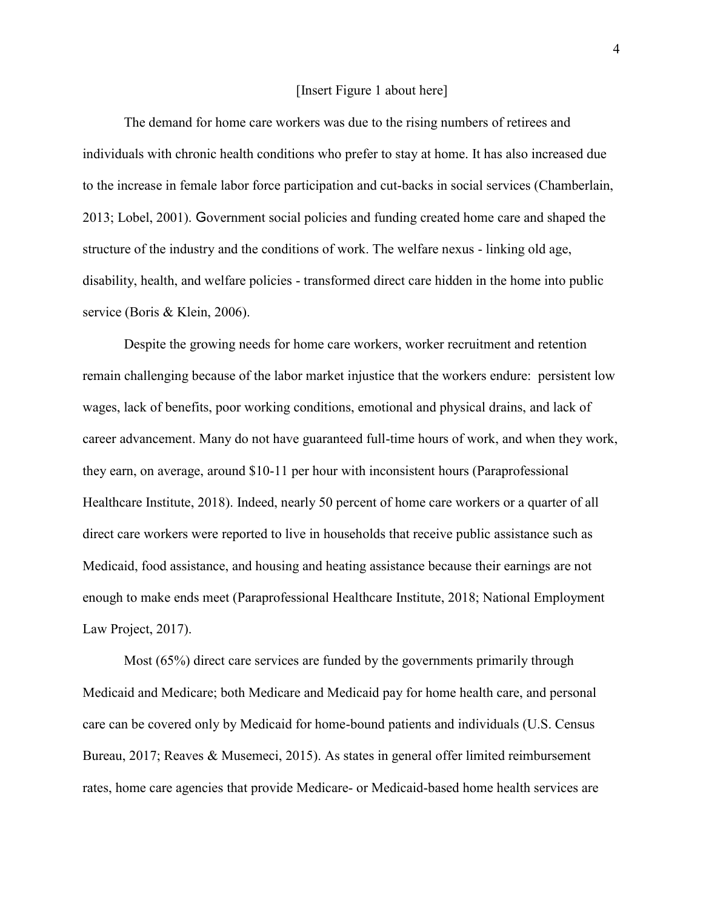[Insert Figure 1 about here]

The demand for home care workers was due to the rising numbers of retirees and individuals with chronic health conditions who prefer to stay at home. It has also increased due to the increase in female labor force participation and cut-backs in social services (Chamberlain, 2013; Lobel, 2001). Government social policies and funding created home care and shaped the structure of the industry and the conditions of work. The welfare nexus - linking old age, disability, health, and welfare policies - transformed direct care hidden in the home into public service (Boris & Klein, 2006).

Despite the growing needs for home care workers, worker recruitment and retention remain challenging because of the labor market injustice that the workers endure: persistent low wages, lack of benefits, poor working conditions, emotional and physical drains, and lack of career advancement. Many do not have guaranteed full-time hours of work, and when they work, they earn, on average, around $10-11 per hour with inconsistent hours (Paraprofessional Healthcare Institute, 2018). Indeed, nearly 50 percent of home care workers or a quarter of all direct care workers were reported to live in households that receive public assistance such as Medicaid, food assistance, and housing and heating assistance because their earnings are not enough to make ends meet (Paraprofessional Healthcare Institute, 2018; National Employment Law Project, 2017).

Most (65%) direct care services are funded by the governments primarily through Medicaid and Medicare; both Medicare and Medicaid pay for home health care, and personal care can be covered only by Medicaid for home-bound patients and individuals (U.S. Census Bureau, 2017; Reaves & Musemeci, 2015). As states in general offer limited reimbursement rates, home care agencies that provide Medicare- or Medicaid-based home health services are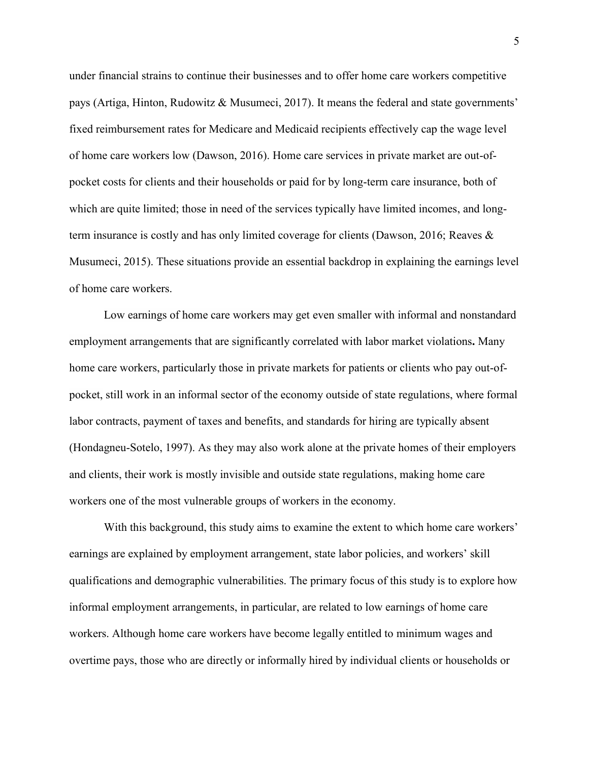under financial strains to continue their businesses and to offer home care workers competitive pays (Artiga, Hinton, Rudowitz & Musumeci, 2017). It means the federal and state governments' fixed reimbursement rates for Medicare and Medicaid recipients effectively cap the wage level of home care workers low (Dawson, 2016). Home care services in private market are out-of-pocket costs for clients and their households or paid for by long-term care insurance, both of which are quite limited; those in need of the services typically have limited incomes, and long-term insurance is costly and has only limited coverage for clients (Dawson, 2016; Reaves & Musumeci, 2015). These situations provide an essential backdrop in explaining the earnings level of home care workers.

Low earnings of home care workers may get even smaller with informal and nonstandard employment arrangements that are significantly correlated with labor market violations**.** Many home care workers, particularly those in private markets for patients or clients who pay out-of-pocket, still work in an informal sector of the economy outside of state regulations, where formal labor contracts, payment of taxes and benefits, and standards for hiring are typically absent (Hondagneu-Sotelo, 1997). As they may also work alone at the private homes of their employers and clients, their work is mostly invisible and outside state regulations, making home care workers one of the most vulnerable groups of workers in the economy.

With this background, this study aims to examine the extent to which home care workers' earnings are explained by employment arrangement, state labor policies, and workers' skill qualifications and demographic vulnerabilities. The primary focus of this study is to explore how informal employment arrangements, in particular, are related to low earnings of home care workers. Although home care workers have become legally entitled to minimum wages and overtime pays, those who are directly or informally hired by individual clients or households or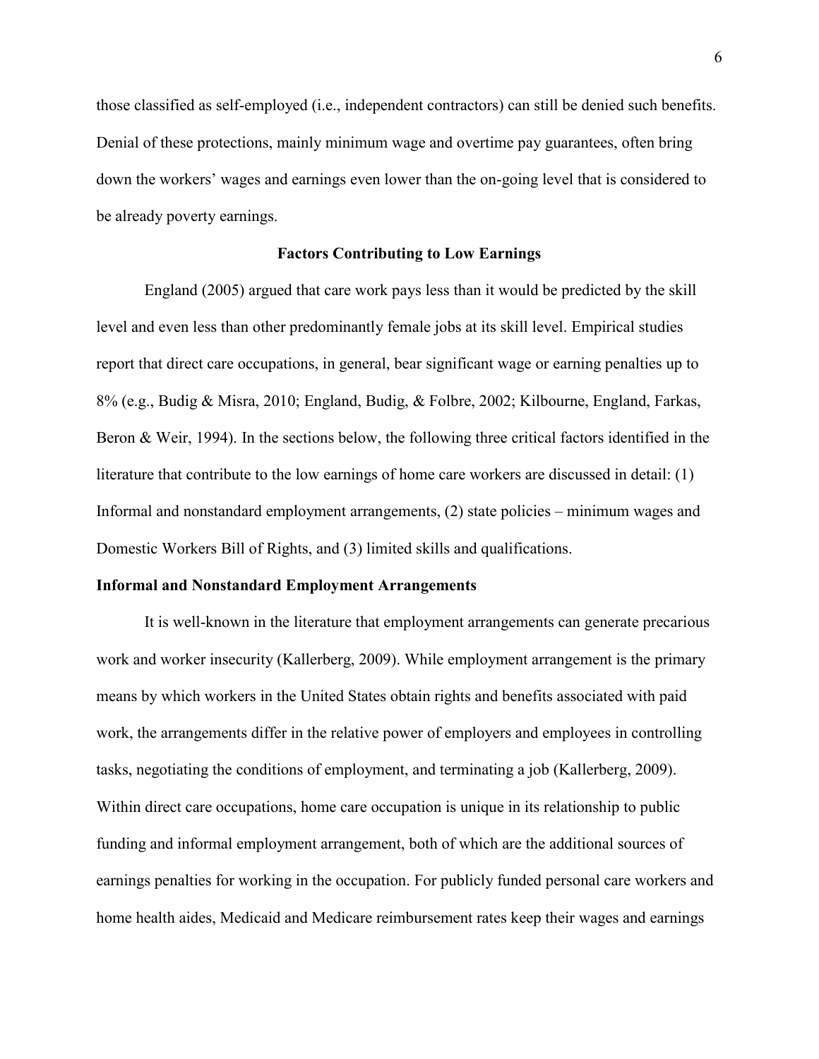those classified as self-employed (i.e., independent contractors) can still be denied such benefits. Denial of these protections, mainly minimum wage and overtime pay guarantees, often bring down the workers' wages and earnings even lower than the on-going level that is considered to be already poverty earnings.

## Factors Contributing to Low Earnings

England (2005) argued that care work pays less than it would be predicted by the skill level and even less than other predominantly female jobs at its skill level. Empirical studies report that direct care occupations, in general, bear significant wage or earning penalties up to 8% (e.g., Budig & Misra, 2010; England, Budig, & Folbre, 2002; Kilbourne, England, Farkas, Beron & Weir, 1994). In the sections below, the following three critical factors identified in the literature that contribute to the low earnings of home care workers are discussed in detail: (1) Informal and nonstandard employment arrangements, (2) state policies – minimum wages and Domestic Workers Bill of Rights, and (3) limited skills and qualifications.

### Informal and Nonstandard Employment Arrangements

It is well-known in the literature that employment arrangements can generate precarious work and worker insecurity (Kallerberg, 2009). While employment arrangement is the primary means by which workers in the United States obtain rights and benefits associated with paid work, the arrangements differ in the relative power of employers and employees in controlling tasks, negotiating the conditions of employment, and terminating a job (Kallerberg, 2009). Within direct care occupations, home care occupation is unique in its relationship to public funding and informal employment arrangement, both of which are the additional sources of earnings penalties for working in the occupation. For publicly funded personal care workers and home health aides, Medicaid and Medicare reimbursement rates keep their wages and earnings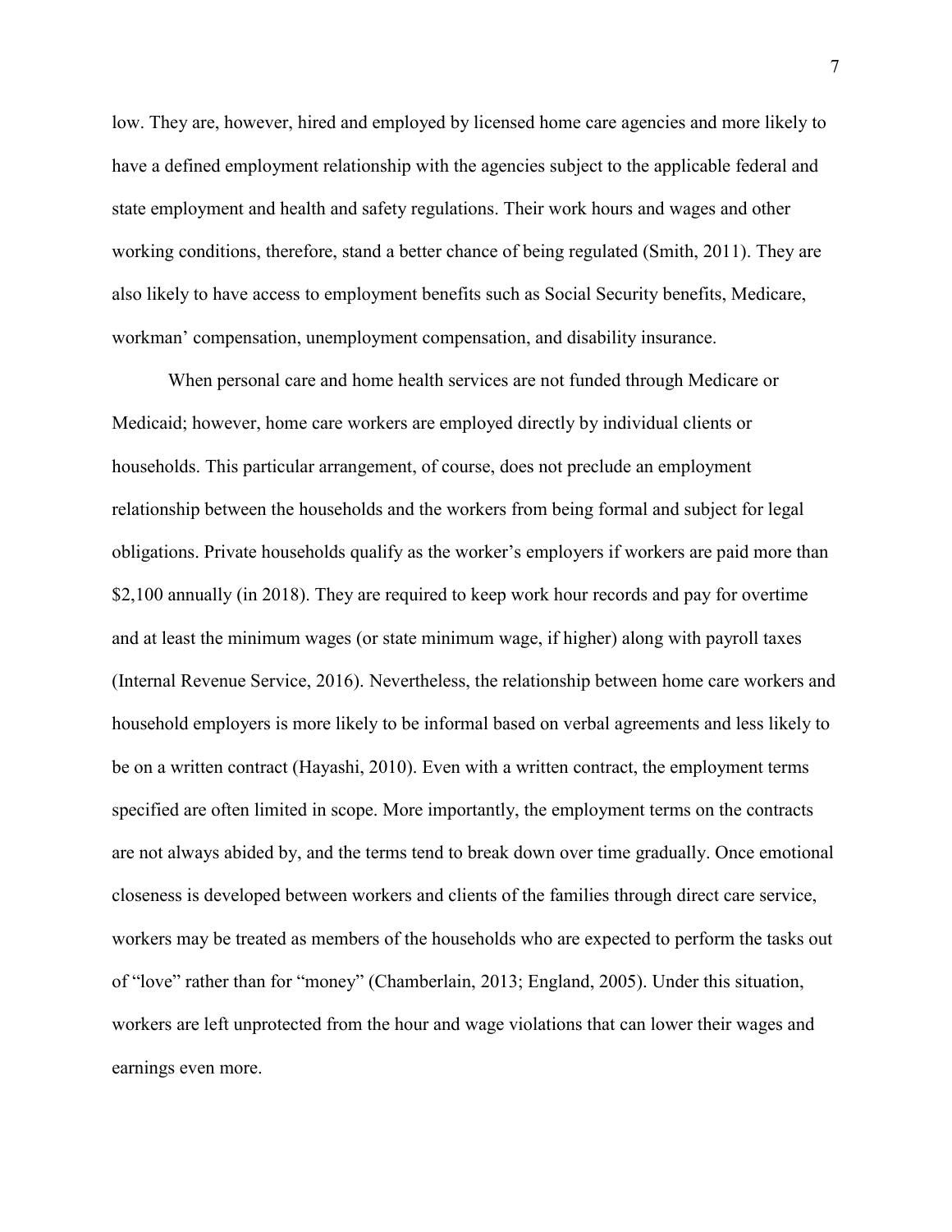low. They are, however, hired and employed by licensed home care agencies and more likely to have a defined employment relationship with the agencies subject to the applicable federal and state employment and health and safety regulations. Their work hours and wages and other working conditions, therefore, stand a better chance of being regulated (Smith, 2011). They are also likely to have access to employment benefits such as Social Security benefits, Medicare, workman' compensation, unemployment compensation, and disability insurance.

When personal care and home health services are not funded through Medicare or Medicaid; however, home care workers are employed directly by individual clients or households. This particular arrangement, of course, does not preclude an employment relationship between the households and the workers from being formal and subject for legal obligations. Private households qualify as the worker's employers if workers are paid more than $2,100 annually (in 2018). They are required to keep work hour records and pay for overtime and at least the minimum wages (or state minimum wage, if higher) along with payroll taxes (Internal Revenue Service, 2016). Nevertheless, the relationship between home care workers and household employers is more likely to be informal based on verbal agreements and less likely to be on a written contract (Hayashi, 2010). Even with a written contract, the employment terms specified are often limited in scope. More importantly, the employment terms on the contracts are not always abided by, and the terms tend to break down over time gradually. Once emotional closeness is developed between workers and clients of the families through direct care service, workers may be treated as members of the households who are expected to perform the tasks out of "love" rather than for "money" (Chamberlain, 2013; England, 2005). Under this situation, workers are left unprotected from the hour and wage violations that can lower their wages and earnings even more.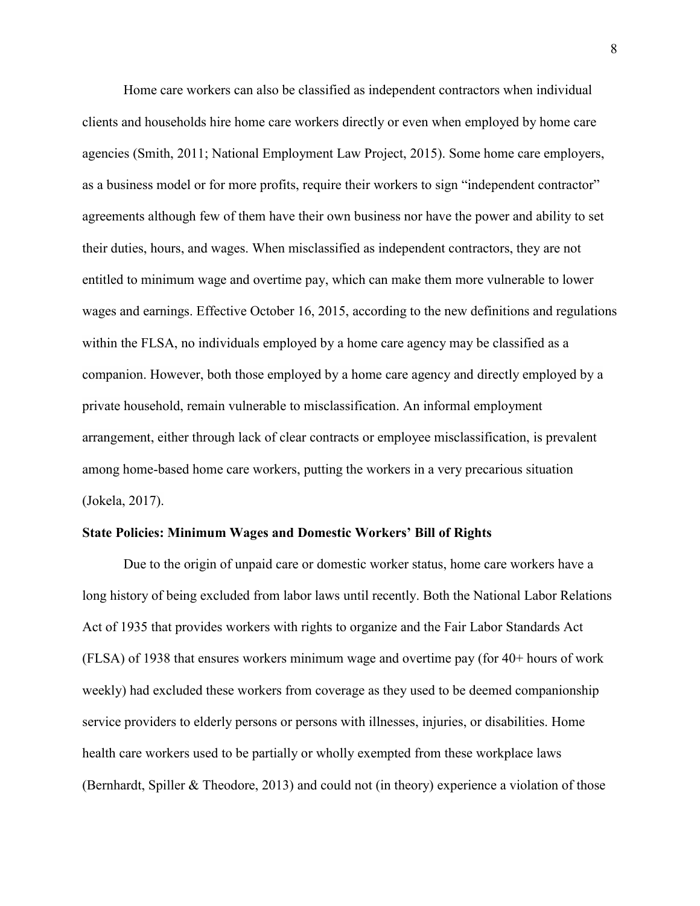Home care workers can also be classified as independent contractors when individual clients and households hire home care workers directly or even when employed by home care agencies (Smith, 2011; National Employment Law Project, 2015). Some home care employers, as a business model or for more profits, require their workers to sign "independent contractor" agreements although few of them have their own business nor have the power and ability to set their duties, hours, and wages. When misclassified as independent contractors, they are not entitled to minimum wage and overtime pay, which can make them more vulnerable to lower wages and earnings. Effective October 16, 2015, according to the new definitions and regulations within the FLSA, no individuals employed by a home care agency may be classified as a companion. However, both those employed by a home care agency and directly employed by a private household, remain vulnerable to misclassification. An informal employment arrangement, either through lack of clear contracts or employee misclassification, is prevalent among home-based home care workers, putting the workers in a very precarious situation (Jokela, 2017).

### State Policies: Minimum Wages and Domestic Workers' Bill of Rights

Due to the origin of unpaid care or domestic worker status, home care workers have a long history of being excluded from labor laws until recently. Both the National Labor Relations Act of 1935 that provides workers with rights to organize and the Fair Labor Standards Act (FLSA) of 1938 that ensures workers minimum wage and overtime pay (for 40+ hours of work weekly) had excluded these workers from coverage as they used to be deemed companionship service providers to elderly persons or persons with illnesses, injuries, or disabilities. Home health care workers used to be partially or wholly exempted from these workplace laws (Bernhardt, Spiller & Theodore, 2013) and could not (in theory) experience a violation of those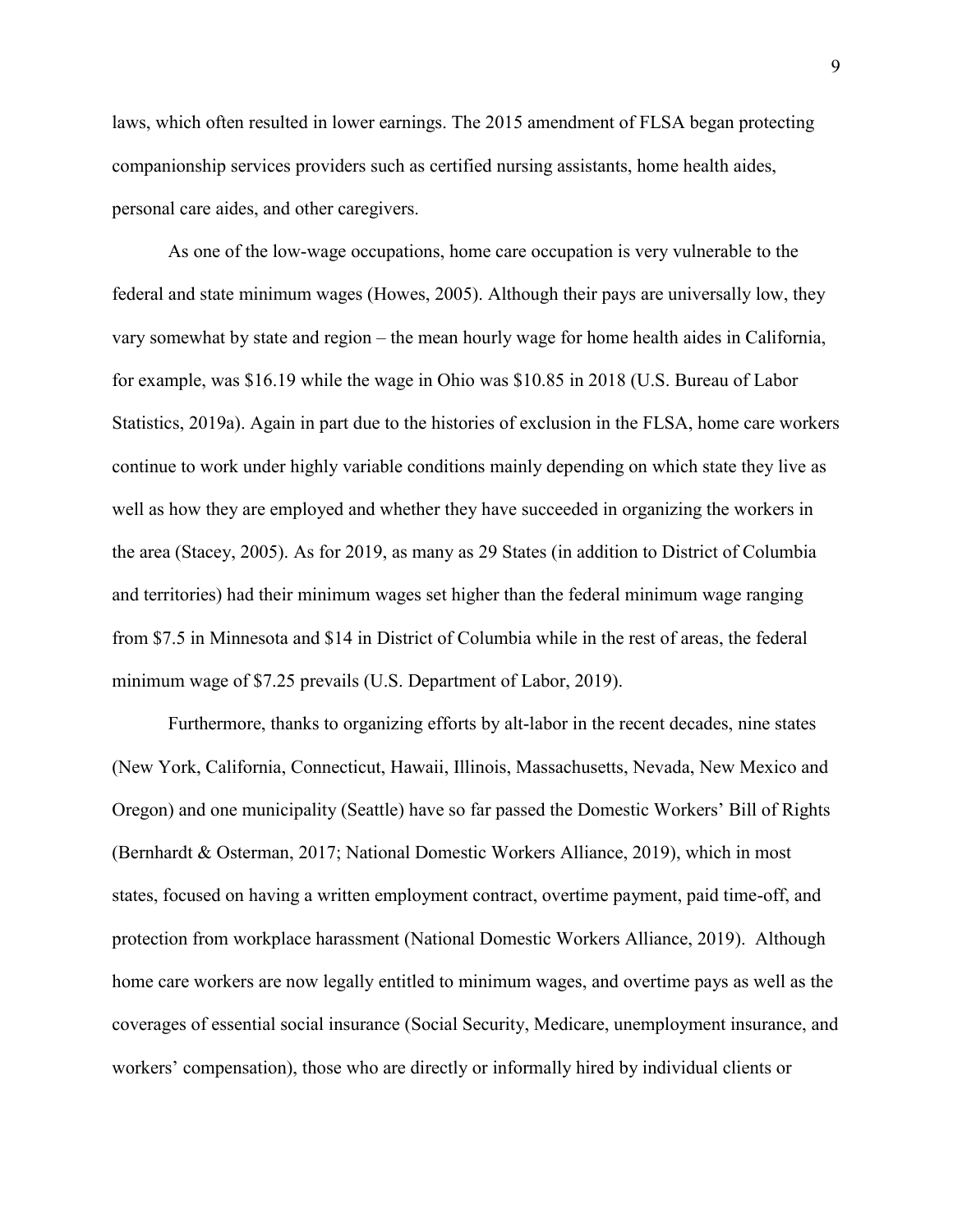laws, which often resulted in lower earnings. The 2015 amendment of FLSA began protecting companionship services providers such as certified nursing assistants, home health aides, personal care aides, and other caregivers.

As one of the low-wage occupations, home care occupation is very vulnerable to the federal and state minimum wages (Howes, 2005). Although their pays are universally low, they vary somewhat by state and region – the mean hourly wage for home health aides in California, for example, was $16.19 while the wage in Ohio was $10.85 in 2018 (U.S. Bureau of Labor Statistics, 2019a). Again in part due to the histories of exclusion in the FLSA, home care workers continue to work under highly variable conditions mainly depending on which state they live as well as how they are employed and whether they have succeeded in organizing the workers in the area (Stacey, 2005). As for 2019, as many as 29 States (in addition to District of Columbia and territories) had their minimum wages set higher than the federal minimum wage ranging from $7.5 in Minnesota and $14 in District of Columbia while in the rest of areas, the federal minimum wage of $7.25 prevails (U.S. Department of Labor, 2019).

Furthermore, thanks to organizing efforts by alt-labor in the recent decades, nine states (New York, California, Connecticut, Hawaii, Illinois, Massachusetts, Nevada, New Mexico and Oregon) and one municipality (Seattle) have so far passed the Domestic Workers' Bill of Rights (Bernhardt & Osterman, 2017; National Domestic Workers Alliance, 2019), which in most states, focused on having a written employment contract, overtime payment, paid time-off, and protection from workplace harassment (National Domestic Workers Alliance, 2019). Although home care workers are now legally entitled to minimum wages, and overtime pays as well as the coverages of essential social insurance (Social Security, Medicare, unemployment insurance, and workers' compensation), those who are directly or informally hired by individual clients or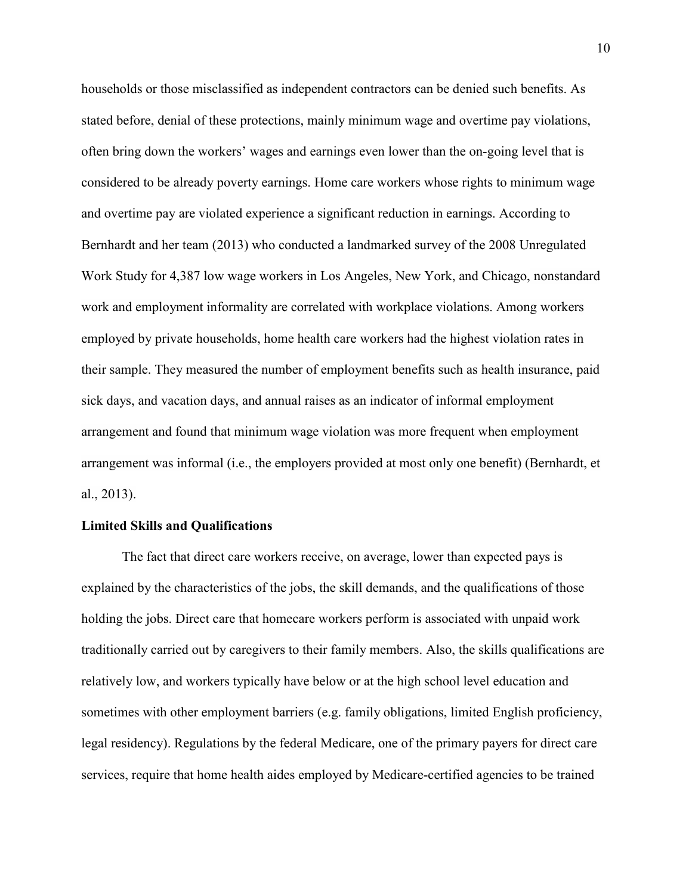households or those misclassified as independent contractors can be denied such benefits. As stated before, denial of these protections, mainly minimum wage and overtime pay violations, often bring down the workers' wages and earnings even lower than the on-going level that is considered to be already poverty earnings. Home care workers whose rights to minimum wage and overtime pay are violated experience a significant reduction in earnings. According to Bernhardt and her team (2013) who conducted a landmarked survey of the 2008 Unregulated Work Study for 4,387 low wage workers in Los Angeles, New York, and Chicago, nonstandard work and employment informality are correlated with workplace violations. Among workers employed by private households, home health care workers had the highest violation rates in their sample. They measured the number of employment benefits such as health insurance, paid sick days, and vacation days, and annual raises as an indicator of informal employment arrangement and found that minimum wage violation was more frequent when employment arrangement was informal (i.e., the employers provided at most only one benefit) (Bernhardt, et al., 2013).

**Limited Skills and Qualifications**

The fact that direct care workers receive, on average, lower than expected pays is explained by the characteristics of the jobs, the skill demands, and the qualifications of those holding the jobs. Direct care that homecare workers perform is associated with unpaid work traditionally carried out by caregivers to their family members. Also, the skills qualifications are relatively low, and workers typically have below or at the high school level education and sometimes with other employment barriers (e.g. family obligations, limited English proficiency, legal residency). Regulations by the federal Medicare, one of the primary payers for direct care services, require that home health aides employed by Medicare-certified agencies to be trained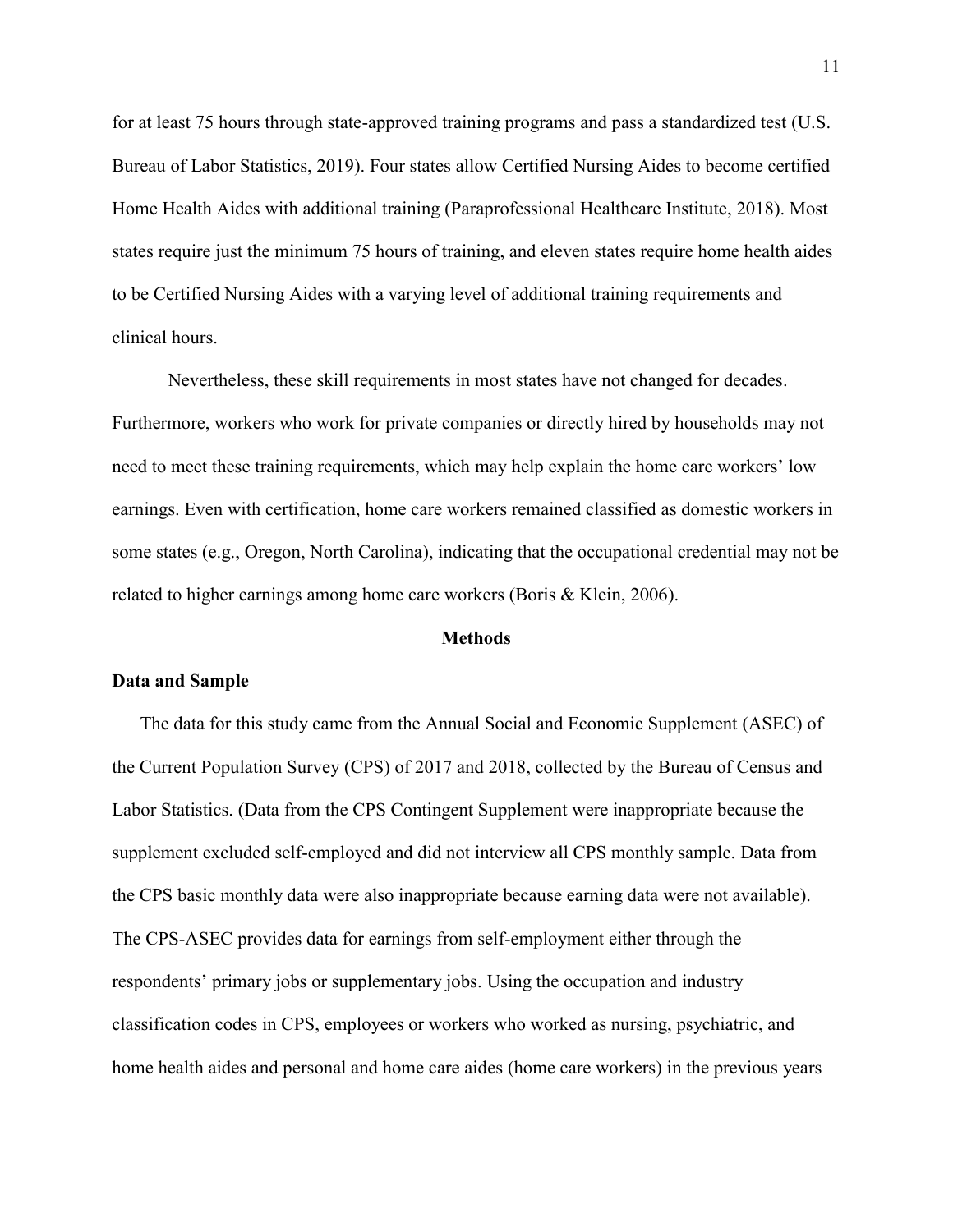for at least 75 hours through state-approved training programs and pass a standardized test (U.S. Bureau of Labor Statistics, 2019). Four states allow Certified Nursing Aides to become certified Home Health Aides with additional training (Paraprofessional Healthcare Institute, 2018). Most states require just the minimum 75 hours of training, and eleven states require home health aides to be Certified Nursing Aides with a varying level of additional training requirements and clinical hours.

Nevertheless, these skill requirements in most states have not changed for decades. Furthermore, workers who work for private companies or directly hired by households may not need to meet these training requirements, which may help explain the home care workers' low earnings. Even with certification, home care workers remained classified as domestic workers in some states (e.g., Oregon, North Carolina), indicating that the occupational credential may not be related to higher earnings among home care workers (Boris & Klein, 2006).

## Methods

### Data and Sample

The data for this study came from the Annual Social and Economic Supplement (ASEC) of the Current Population Survey (CPS) of 2017 and 2018, collected by the Bureau of Census and Labor Statistics. (Data from the CPS Contingent Supplement were inappropriate because the supplement excluded self-employed and did not interview all CPS monthly sample. Data from the CPS basic monthly data were also inappropriate because earning data were not available). The CPS-ASEC provides data for earnings from self-employment either through the respondents' primary jobs or supplementary jobs. Using the occupation and industry classification codes in CPS, employees or workers who worked as nursing, psychiatric, and home health aides and personal and home care aides (home care workers) in the previous years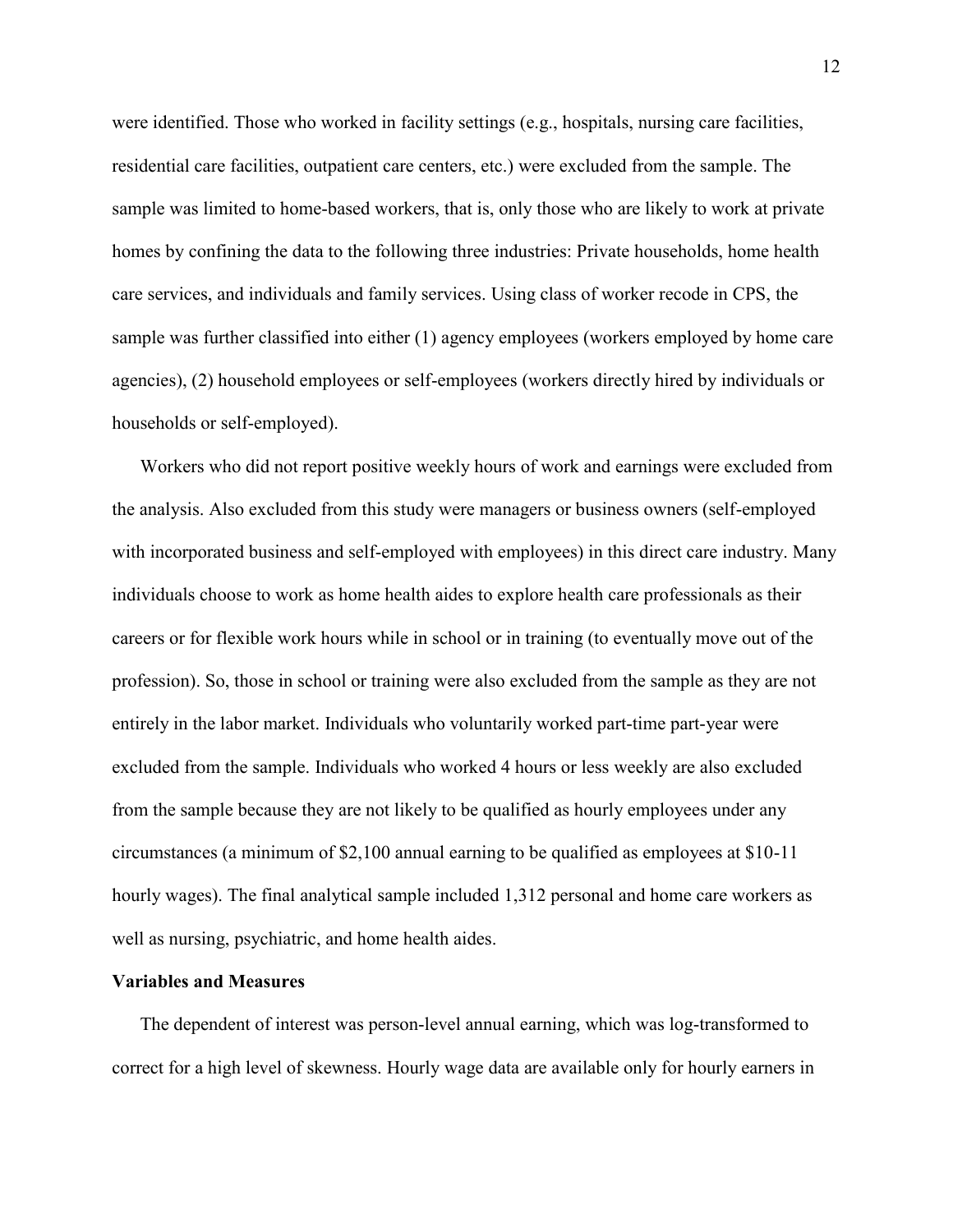were identified. Those who worked in facility settings (e.g., hospitals, nursing care facilities, residential care facilities, outpatient care centers, etc.) were excluded from the sample. The sample was limited to home-based workers, that is, only those who are likely to work at private homes by confining the data to the following three industries: Private households, home health care services, and individuals and family services. Using class of worker recode in CPS, the sample was further classified into either (1) agency employees (workers employed by home care agencies), (2) household employees or self-employees (workers directly hired by individuals or households or self-employed).

Workers who did not report positive weekly hours of work and earnings were excluded from the analysis. Also excluded from this study were managers or business owners (self-employed with incorporated business and self-employed with employees) in this direct care industry. Many individuals choose to work as home health aides to explore health care professionals as their careers or for flexible work hours while in school or in training (to eventually move out of the profession). So, those in school or training were also excluded from the sample as they are not entirely in the labor market. Individuals who voluntarily worked part-time part-year were excluded from the sample. Individuals who worked 4 hours or less weekly are also excluded from the sample because they are not likely to be qualified as hourly employees under any circumstances (a minimum of $2,100 annual earning to be qualified as employees at $10-11 hourly wages). The final analytical sample included 1,312 personal and home care workers as well as nursing, psychiatric, and home health aides.

### Variables and Measures

The dependent of interest was person-level annual earning, which was log-transformed to correct for a high level of skewness. Hourly wage data are available only for hourly earners in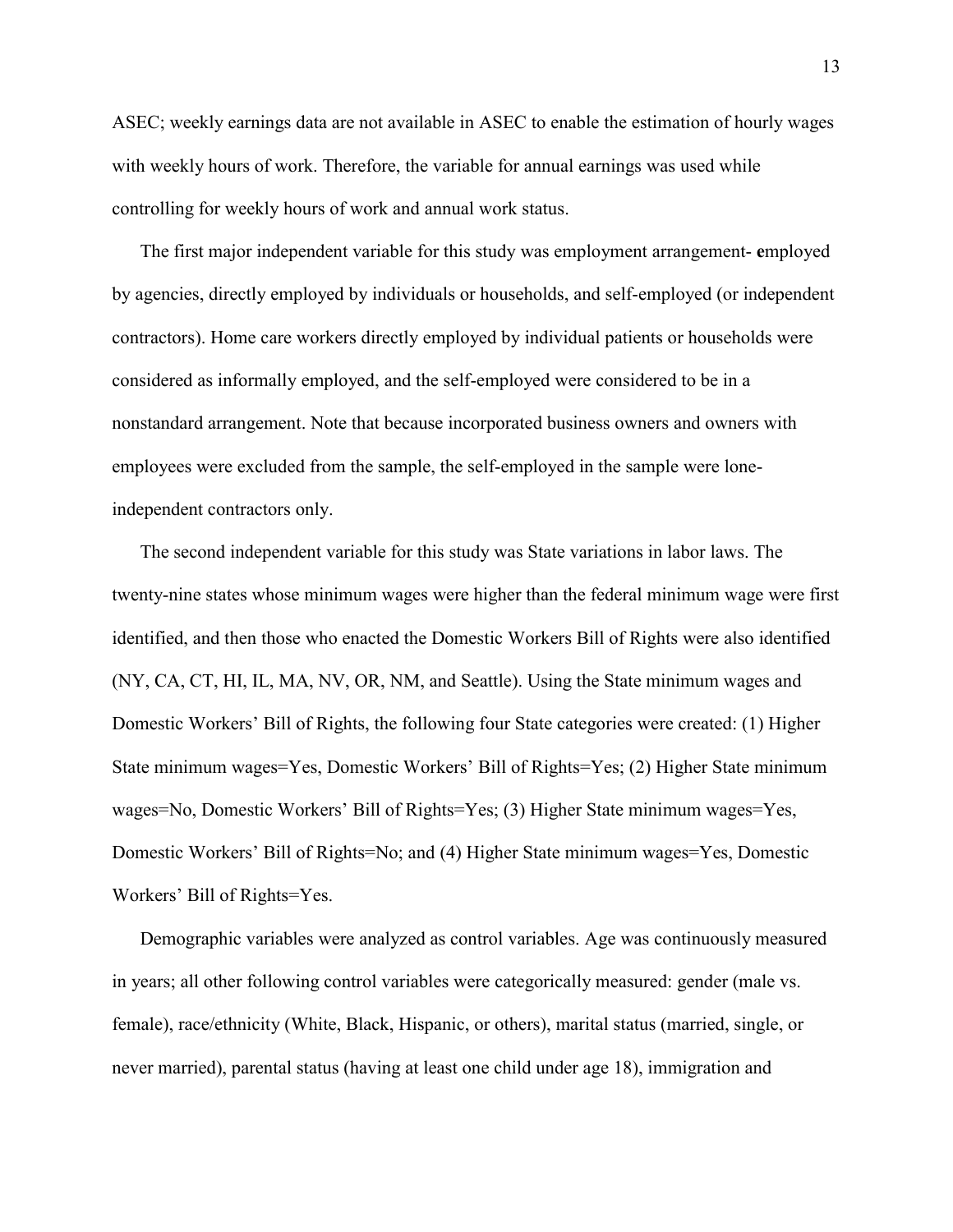ASEC; weekly earnings data are not available in ASEC to enable the estimation of hourly wages with weekly hours of work. Therefore, the variable for annual earnings was used while controlling for weekly hours of work and annual work status.

The first major independent variable for this study was employment arrangement- **e**mployed by agencies, directly employed by individuals or households, and self-employed (or independent contractors). Home care workers directly employed by individual patients or households were considered as informally employed, and the self-employed were considered to be in a nonstandard arrangement. Note that because incorporated business owners and owners with employees were excluded from the sample, the self-employed in the sample were lone-independent contractors only.

The second independent variable for this study was State variations in labor laws. The twenty-nine states whose minimum wages were higher than the federal minimum wage were first identified, and then those who enacted the Domestic Workers Bill of Rights were also identified (NY, CA, CT, HI, IL, MA, NV, OR, NM, and Seattle). Using the State minimum wages and Domestic Workers' Bill of Rights, the following four State categories were created: (1) Higher State minimum wages=Yes, Domestic Workers' Bill of Rights=Yes; (2) Higher State minimum wages=No, Domestic Workers' Bill of Rights=Yes; (3) Higher State minimum wages=Yes, Domestic Workers' Bill of Rights=No; and (4) Higher State minimum wages=Yes, Domestic Workers' Bill of Rights=Yes.

Demographic variables were analyzed as control variables. Age was continuously measured in years; all other following control variables were categorically measured: gender (male vs. female), race/ethnicity (White, Black, Hispanic, or others), marital status (married, single, or never married), parental status (having at least one child under age 18), immigration and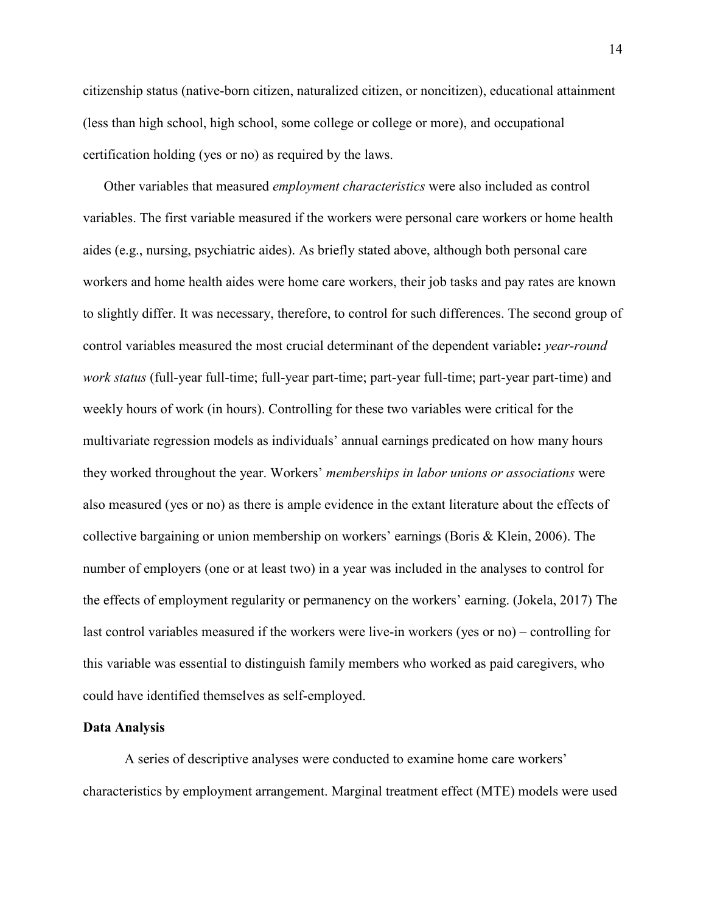citizenship status (native-born citizen, naturalized citizen, or noncitizen), educational attainment (less than high school, high school, some college or college or more), and occupational certification holding (yes or no) as required by the laws.

Other variables that measured *employment characteristics* were also included as control variables. The first variable measured if the workers were personal care workers or home health aides (e.g., nursing, psychiatric aides). As briefly stated above, although both personal care workers and home health aides were home care workers, their job tasks and pay rates are known to slightly differ. It was necessary, therefore, to control for such differences. The second group of control variables measured the most crucial determinant of the dependent variable**:** *year-round work status* (full-year full-time; full-year part-time; part-year full-time; part-year part-time) and weekly hours of work (in hours). Controlling for these two variables were critical for the multivariate regression models as individuals' annual earnings predicated on how many hours they worked throughout the year. Workers' *memberships in labor unions or associations* were also measured (yes or no) as there is ample evidence in the extant literature about the effects of collective bargaining or union membership on workers' earnings (Boris & Klein, 2006). The number of employers (one or at least two) in a year was included in the analyses to control for the effects of employment regularity or permanency on the workers' earning. (Jokela, 2017) The last control variables measured if the workers were live-in workers (yes or no) – controlling for this variable was essential to distinguish family members who worked as paid caregivers, who could have identified themselves as self-employed.

**Data Analysis**

A series of descriptive analyses were conducted to examine home care workers' characteristics by employment arrangement. Marginal treatment effect (MTE) models were used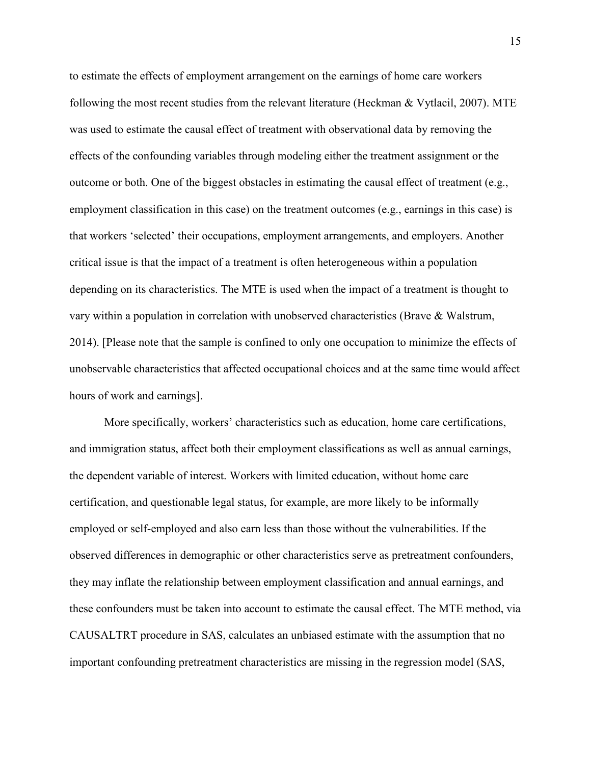to estimate the effects of employment arrangement on the earnings of home care workers following the most recent studies from the relevant literature (Heckman & Vytlacil, 2007). MTE was used to estimate the causal effect of treatment with observational data by removing the effects of the confounding variables through modeling either the treatment assignment or the outcome or both. One of the biggest obstacles in estimating the causal effect of treatment (e.g., employment classification in this case) on the treatment outcomes (e.g., earnings in this case) is that workers 'selected' their occupations, employment arrangements, and employers. Another critical issue is that the impact of a treatment is often heterogeneous within a population depending on its characteristics. The MTE is used when the impact of a treatment is thought to vary within a population in correlation with unobserved characteristics (Brave & Walstrum, 2014). [Please note that the sample is confined to only one occupation to minimize the effects of unobservable characteristics that affected occupational choices and at the same time would affect hours of work and earnings].

More specifically, workers' characteristics such as education, home care certifications, and immigration status, affect both their employment classifications as well as annual earnings, the dependent variable of interest. Workers with limited education, without home care certification, and questionable legal status, for example, are more likely to be informally employed or self-employed and also earn less than those without the vulnerabilities. If the observed differences in demographic or other characteristics serve as pretreatment confounders, they may inflate the relationship between employment classification and annual earnings, and these confounders must be taken into account to estimate the causal effect. The MTE method, via CAUSALTRT procedure in SAS, calculates an unbiased estimate with the assumption that no important confounding pretreatment characteristics are missing in the regression model (SAS,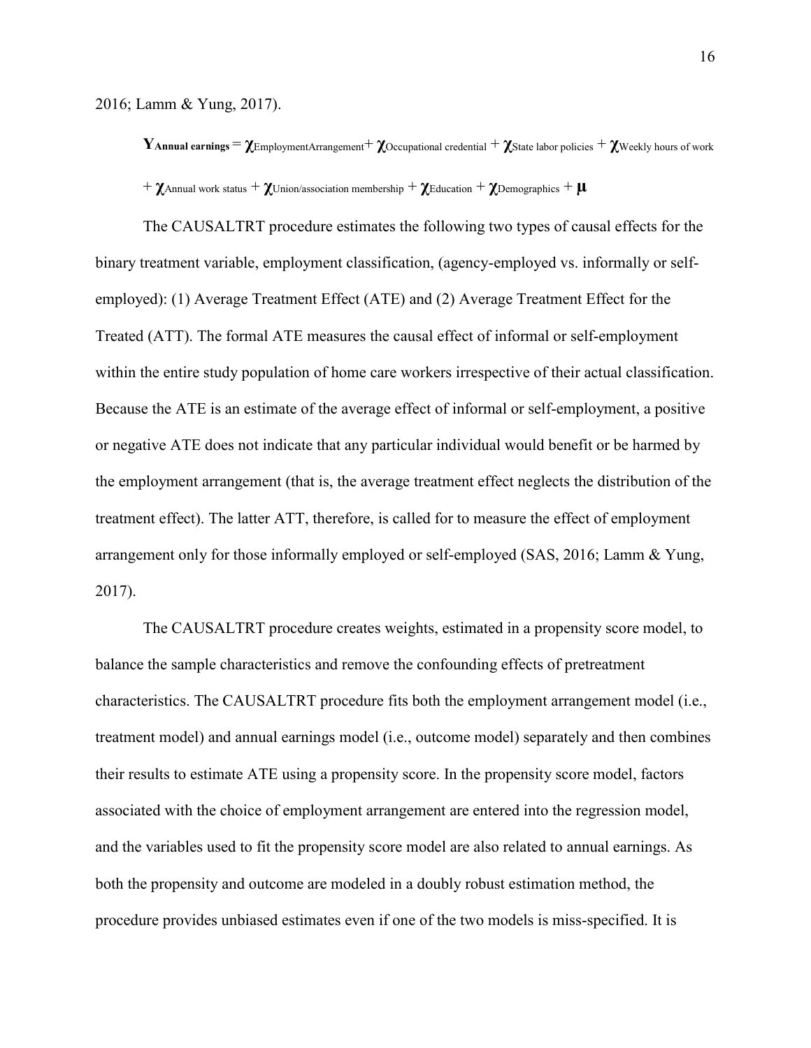2016; Lamm & Yung, 2017).

$$\mathbf{Y}_{\textbf{Annual earnings}} = \boldsymbol{\chi}_{\text{EmploymentArrangement}} + \boldsymbol{\chi}_{\text{Occupational credential}} + \boldsymbol{\chi}_{\text{State labor policies}} + \boldsymbol{\chi}_{\text{Weekly hours of work}} + \boldsymbol{\chi}_{\text{Annual work status}} + \boldsymbol{\chi}_{\text{Union/association membership}} + \boldsymbol{\chi}_{\text{Education}} + \boldsymbol{\chi}_{\text{Demographics}} + \boldsymbol{\mu}$$

The CAUSALTRT procedure estimates the following two types of causal effects for the binary treatment variable, employment classification, (agency-employed vs. informally or self-employed): (1) Average Treatment Effect (ATE) and (2) Average Treatment Effect for the Treated (ATT). The formal ATE measures the causal effect of informal or self-employment within the entire study population of home care workers irrespective of their actual classification. Because the ATE is an estimate of the average effect of informal or self-employment, a positive or negative ATE does not indicate that any particular individual would benefit or be harmed by the employment arrangement (that is, the average treatment effect neglects the distribution of the treatment effect). The latter ATT, therefore, is called for to measure the effect of employment arrangement only for those informally employed or self-employed (SAS, 2016; Lamm & Yung, 2017).

The CAUSALTRT procedure creates weights, estimated in a propensity score model, to balance the sample characteristics and remove the confounding effects of pretreatment characteristics. The CAUSALTRT procedure fits both the employment arrangement model (i.e., treatment model) and annual earnings model (i.e., outcome model) separately and then combines their results to estimate ATE using a propensity score. In the propensity score model, factors associated with the choice of employment arrangement are entered into the regression model, and the variables used to fit the propensity score model are also related to annual earnings. As both the propensity and outcome are modeled in a doubly robust estimation method, the procedure provides unbiased estimates even if one of the two models is miss-specified. It is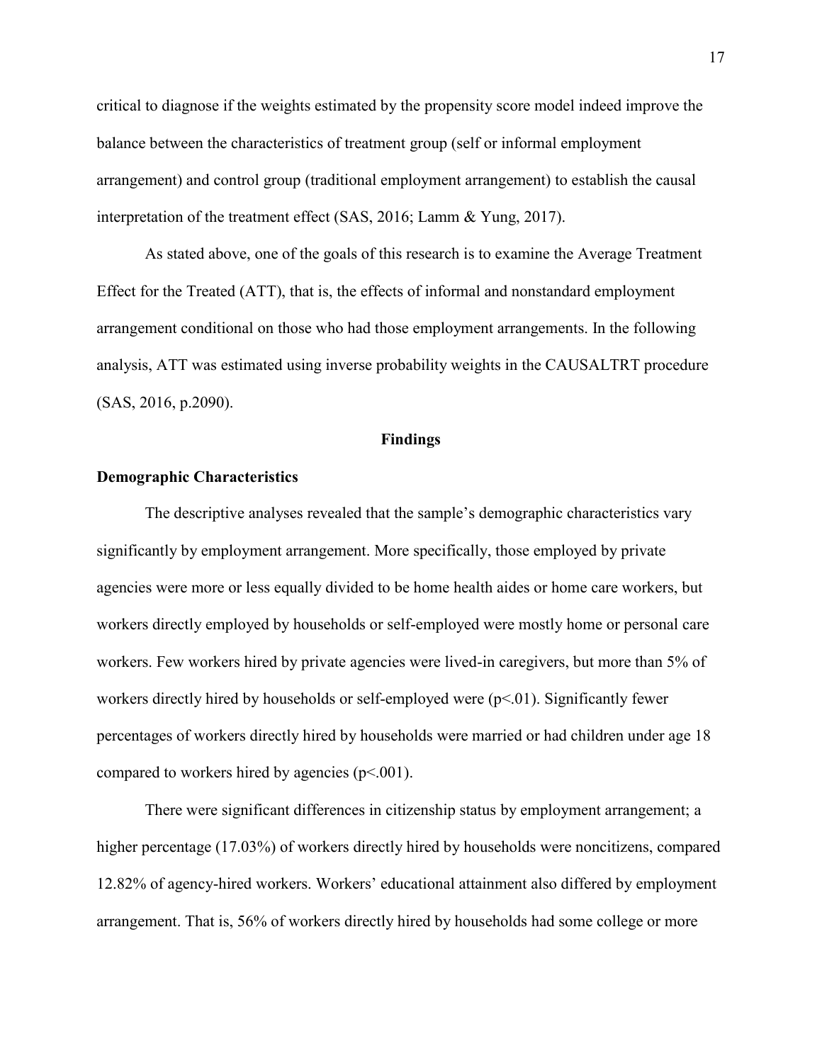critical to diagnose if the weights estimated by the propensity score model indeed improve the balance between the characteristics of treatment group (self or informal employment arrangement) and control group (traditional employment arrangement) to establish the causal interpretation of the treatment effect (SAS, 2016; Lamm & Yung, 2017).

As stated above, one of the goals of this research is to examine the Average Treatment Effect for the Treated (ATT), that is, the effects of informal and nonstandard employment arrangement conditional on those who had those employment arrangements. In the following analysis, ATT was estimated using inverse probability weights in the CAUSALTRT procedure (SAS, 2016, p.2090).

## Findings

### Demographic Characteristics

The descriptive analyses revealed that the sample's demographic characteristics vary significantly by employment arrangement. More specifically, those employed by private agencies were more or less equally divided to be home health aides or home care workers, but workers directly employed by households or self-employed were mostly home or personal care workers. Few workers hired by private agencies were lived-in caregivers, but more than 5% of workers directly hired by households or self-employed were ($p<.01$). Significantly fewer percentages of workers directly hired by households were married or had children under age 18 compared to workers hired by agencies ($p<.001$).

There were significant differences in citizenship status by employment arrangement; a higher percentage (17.03%) of workers directly hired by households were noncitizens, compared 12.82% of agency-hired workers. Workers' educational attainment also differed by employment arrangement. That is, 56% of workers directly hired by households had some college or more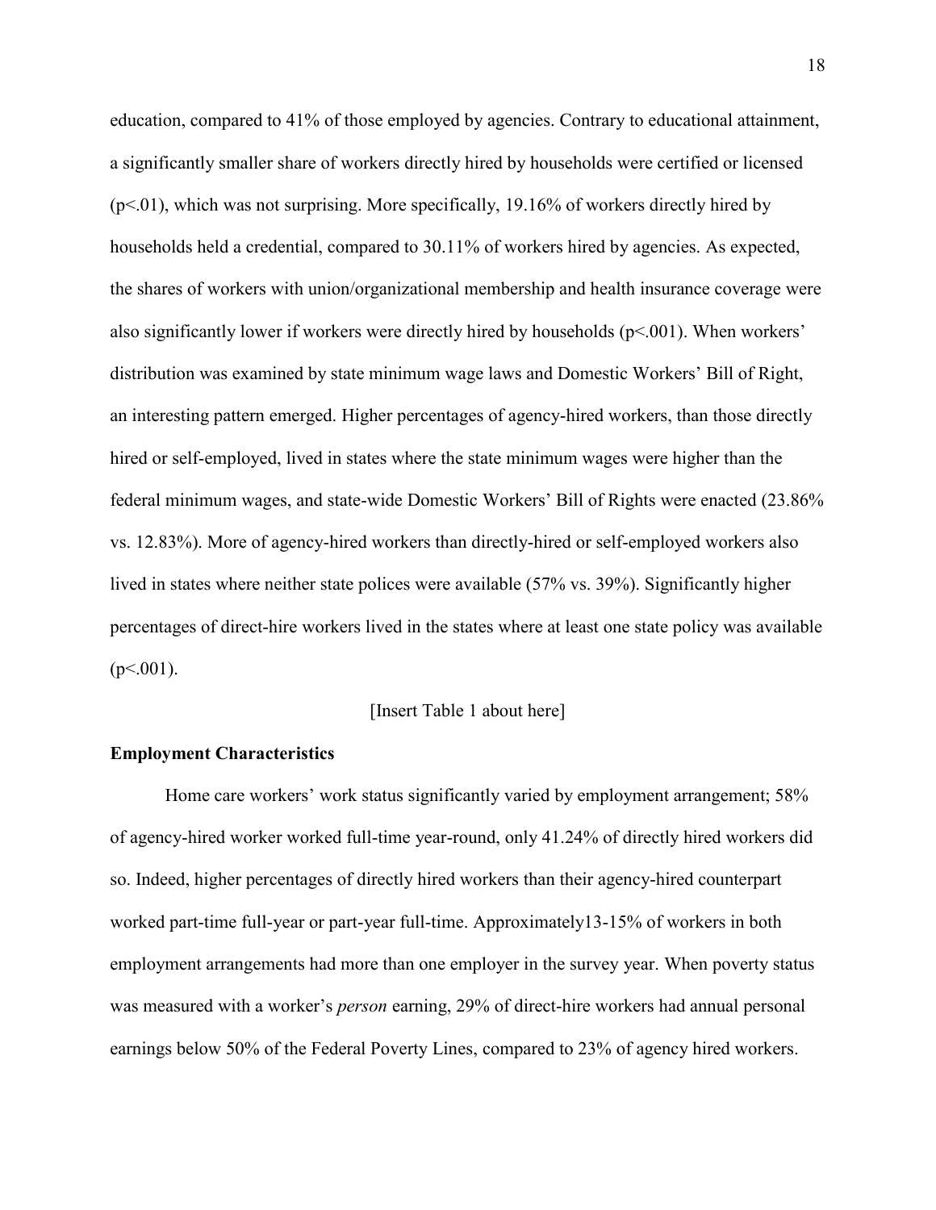education, compared to 41% of those employed by agencies. Contrary to educational attainment, a significantly smaller share of workers directly hired by households were certified or licensed ($p<.01$), which was not surprising. More specifically, 19.16% of workers directly hired by households held a credential, compared to 30.11% of workers hired by agencies. As expected, the shares of workers with union/organizational membership and health insurance coverage were also significantly lower if workers were directly hired by households ($p<.001$). When workers' distribution was examined by state minimum wage laws and Domestic Workers' Bill of Right, an interesting pattern emerged. Higher percentages of agency-hired workers, than those directly hired or self-employed, lived in states where the state minimum wages were higher than the federal minimum wages, and state-wide Domestic Workers' Bill of Rights were enacted (23.86% vs. 12.83%). More of agency-hired workers than directly-hired or self-employed workers also lived in states where neither state polices were available (57% vs. 39%). Significantly higher percentages of direct-hire workers lived in the states where at least one state policy was available ($p<.001$).

[Insert Table 1 about here]

**Employment Characteristics**

Home care workers' work status significantly varied by employment arrangement; 58% of agency-hired worker worked full-time year-round, only 41.24% of directly hired workers did so. Indeed, higher percentages of directly hired workers than their agency-hired counterpart worked part-time full-year or part-year full-time. Approximately13-15% of workers in both employment arrangements had more than one employer in the survey year. When poverty status was measured with a worker's *person* earning, 29% of direct-hire workers had annual personal earnings below 50% of the Federal Poverty Lines, compared to 23% of agency hired workers.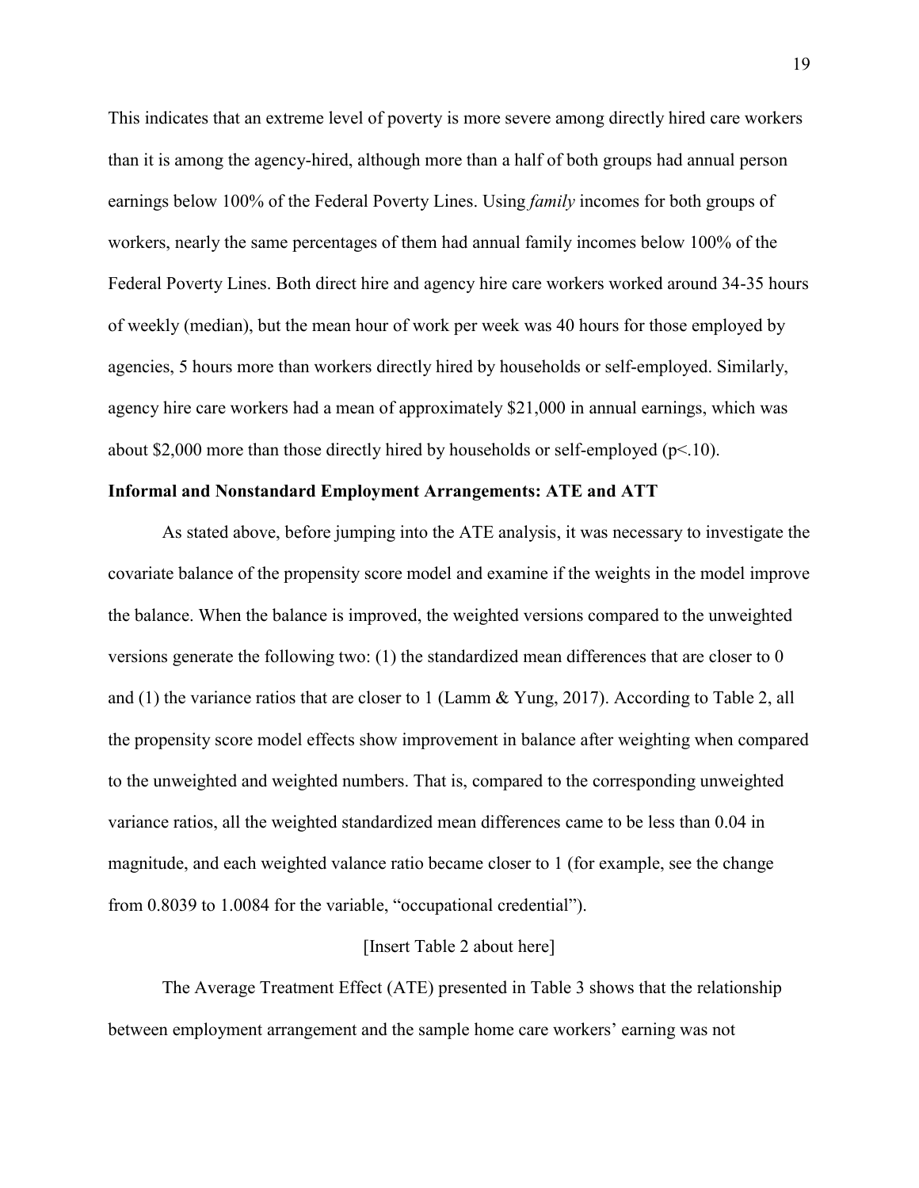This indicates that an extreme level of poverty is more severe among directly hired care workers than it is among the agency-hired, although more than a half of both groups had annual person earnings below 100% of the Federal Poverty Lines. Using *family* incomes for both groups of workers, nearly the same percentages of them had annual family incomes below 100% of the Federal Poverty Lines. Both direct hire and agency hire care workers worked around 34-35 hours of weekly (median), but the mean hour of work per week was 40 hours for those employed by agencies, 5 hours more than workers directly hired by households or self-employed. Similarly, agency hire care workers had a mean of approximately $21,000 in annual earnings, which was about $2,000 more than those directly hired by households or self-employed ($p<.10$).

**Informal and Nonstandard Employment Arrangements: ATE and ATT**

As stated above, before jumping into the ATE analysis, it was necessary to investigate the covariate balance of the propensity score model and examine if the weights in the model improve the balance. When the balance is improved, the weighted versions compared to the unweighted versions generate the following two: (1) the standardized mean differences that are closer to 0 and (1) the variance ratios that are closer to 1 (Lamm & Yung, 2017). According to Table 2, all the propensity score model effects show improvement in balance after weighting when compared to the unweighted and weighted numbers. That is, compared to the corresponding unweighted variance ratios, all the weighted standardized mean differences came to be less than 0.04 in magnitude, and each weighted valance ratio became closer to 1 (for example, see the change from 0.8039 to 1.0084 for the variable, "occupational credential").

[Insert Table 2 about here]

The Average Treatment Effect (ATE) presented in Table 3 shows that the relationship between employment arrangement and the sample home care workers' earning was not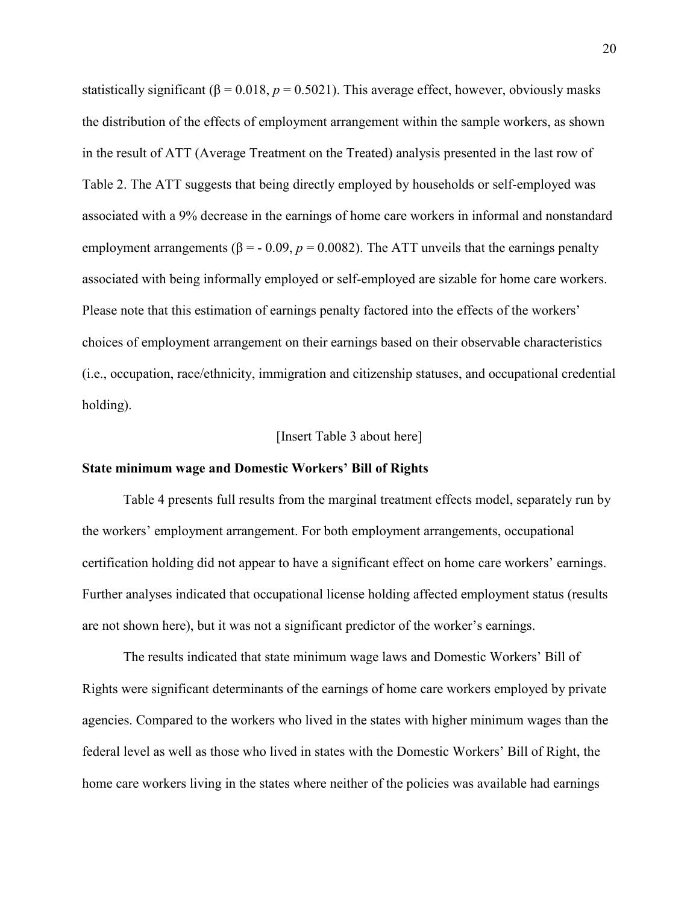statistically significant ($\beta = 0.018$, $p = 0.5021$). This average effect, however, obviously masks the distribution of the effects of employment arrangement within the sample workers, as shown in the result of ATT (Average Treatment on the Treated) analysis presented in the last row of Table 2. The ATT suggests that being directly employed by households or self-employed was associated with a 9% decrease in the earnings of home care workers in informal and nonstandard employment arrangements ($\beta = -0.09$, $p = 0.0082$). The ATT unveils that the earnings penalty associated with being informally employed or self-employed are sizable for home care workers. Please note that this estimation of earnings penalty factored into the effects of the workers' choices of employment arrangement on their earnings based on their observable characteristics (i.e., occupation, race/ethnicity, immigration and citizenship statuses, and occupational credential holding).

[Insert Table 3 about here]

**State minimum wage and Domestic Workers' Bill of Rights**

Table 4 presents full results from the marginal treatment effects model, separately run by the workers' employment arrangement. For both employment arrangements, occupational certification holding did not appear to have a significant effect on home care workers' earnings. Further analyses indicated that occupational license holding affected employment status (results are not shown here), but it was not a significant predictor of the worker's earnings.

The results indicated that state minimum wage laws and Domestic Workers' Bill of Rights were significant determinants of the earnings of home care workers employed by private agencies. Compared to the workers who lived in the states with higher minimum wages than the federal level as well as those who lived in states with the Domestic Workers' Bill of Right, the home care workers living in the states where neither of the policies was available had earnings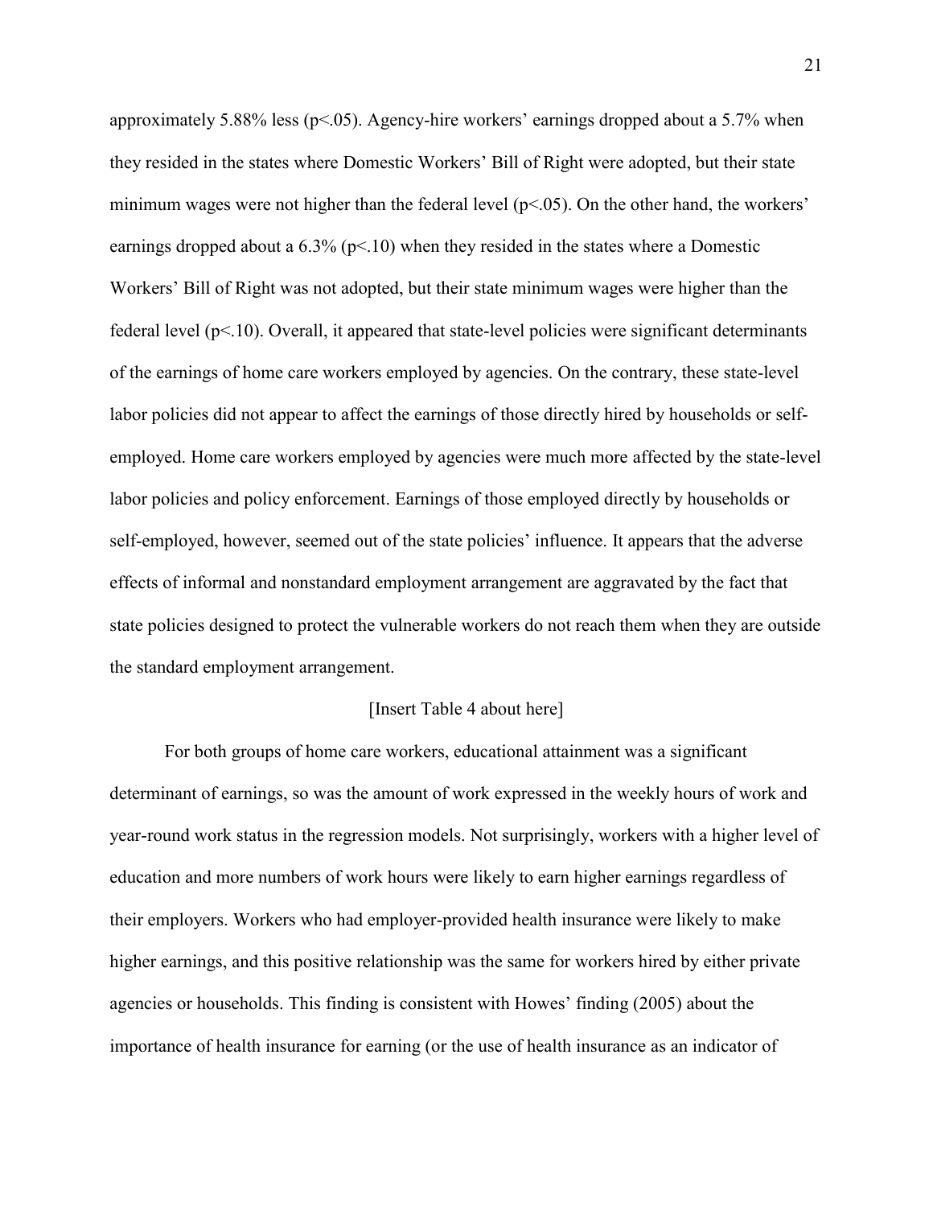approximately 5.88% less ($p<.05$). Agency-hire workers' earnings dropped about a 5.7% when they resided in the states where Domestic Workers' Bill of Right were adopted, but their state minimum wages were not higher than the federal level ($p<.05$). On the other hand, the workers' earnings dropped about a 6.3% ($p<.10$) when they resided in the states where a Domestic Workers' Bill of Right was not adopted, but their state minimum wages were higher than the federal level ($p<.10$). Overall, it appeared that state-level policies were significant determinants of the earnings of home care workers employed by agencies. On the contrary, these state-level labor policies did not appear to affect the earnings of those directly hired by households or self-employed. Home care workers employed by agencies were much more affected by the state-level labor policies and policy enforcement. Earnings of those employed directly by households or self-employed, however, seemed out of the state policies' influence. It appears that the adverse effects of informal and nonstandard employment arrangement are aggravated by the fact that state policies designed to protect the vulnerable workers do not reach them when they are outside the standard employment arrangement.

[Insert Table 4 about here]

For both groups of home care workers, educational attainment was a significant determinant of earnings, so was the amount of work expressed in the weekly hours of work and year-round work status in the regression models. Not surprisingly, workers with a higher level of education and more numbers of work hours were likely to earn higher earnings regardless of their employers. Workers who had employer-provided health insurance were likely to make higher earnings, and this positive relationship was the same for workers hired by either private agencies or households. This finding is consistent with Howes' finding (2005) about the importance of health insurance for earning (or the use of health insurance as an indicator of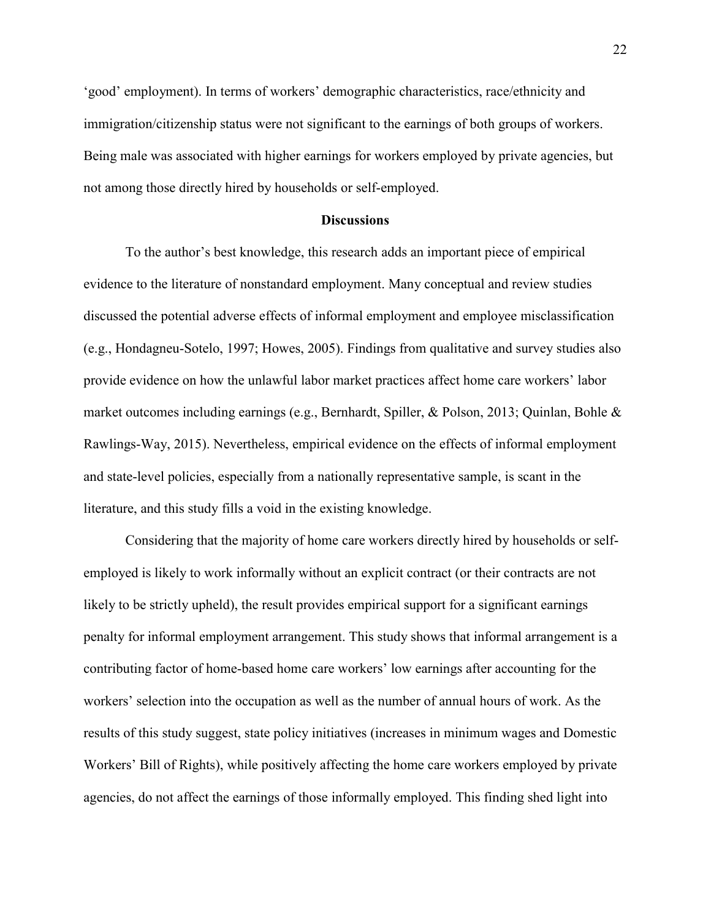'good' employment). In terms of workers' demographic characteristics, race/ethnicity and immigration/citizenship status were not significant to the earnings of both groups of workers. Being male was associated with higher earnings for workers employed by private agencies, but not among those directly hired by households or self-employed.

## Discussions

To the author's best knowledge, this research adds an important piece of empirical evidence to the literature of nonstandard employment. Many conceptual and review studies discussed the potential adverse effects of informal employment and employee misclassification (e.g., Hondagneu-Sotelo, 1997; Howes, 2005). Findings from qualitative and survey studies also provide evidence on how the unlawful labor market practices affect home care workers' labor market outcomes including earnings (e.g., Bernhardt, Spiller, & Polson, 2013; Quinlan, Bohle & Rawlings-Way, 2015). Nevertheless, empirical evidence on the effects of informal employment and state-level policies, especially from a nationally representative sample, is scant in the literature, and this study fills a void in the existing knowledge.

Considering that the majority of home care workers directly hired by households or self-employed is likely to work informally without an explicit contract (or their contracts are not likely to be strictly upheld), the result provides empirical support for a significant earnings penalty for informal employment arrangement. This study shows that informal arrangement is a contributing factor of home-based home care workers' low earnings after accounting for the workers' selection into the occupation as well as the number of annual hours of work. As the results of this study suggest, state policy initiatives (increases in minimum wages and Domestic Workers' Bill of Rights), while positively affecting the home care workers employed by private agencies, do not affect the earnings of those informally employed. This finding shed light into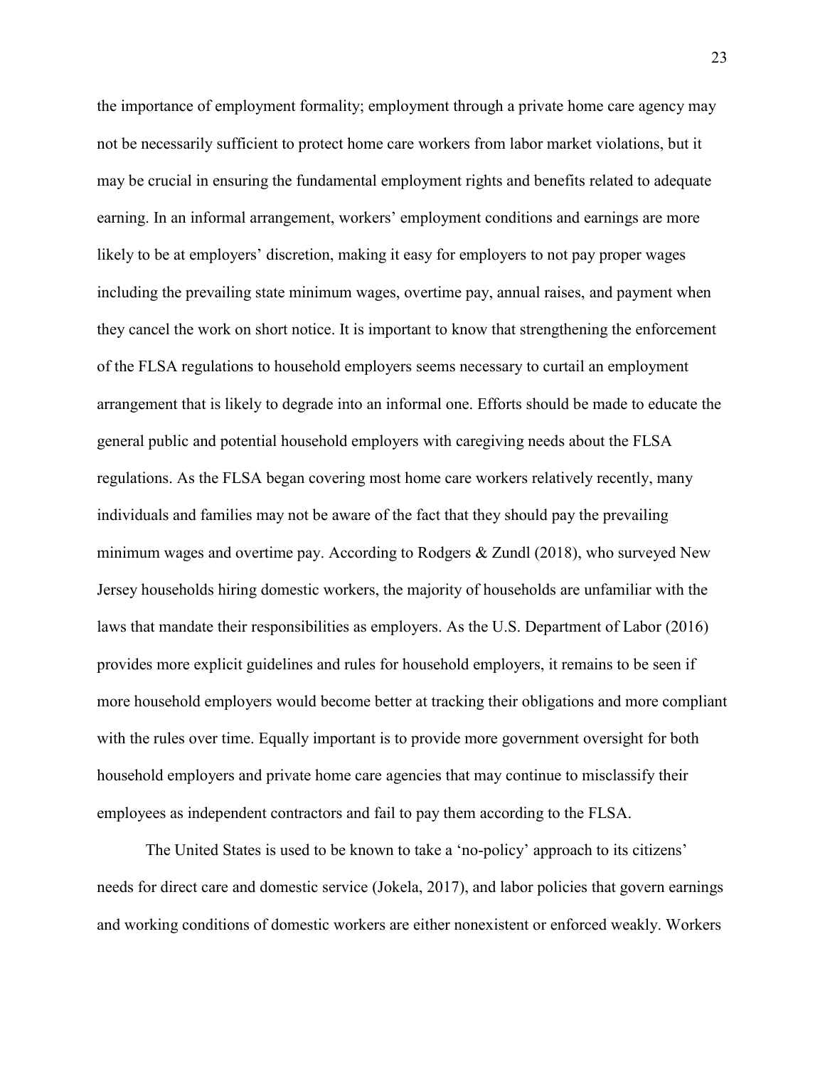the importance of employment formality; employment through a private home care agency may not be necessarily sufficient to protect home care workers from labor market violations, but it may be crucial in ensuring the fundamental employment rights and benefits related to adequate earning. In an informal arrangement, workers' employment conditions and earnings are more likely to be at employers' discretion, making it easy for employers to not pay proper wages including the prevailing state minimum wages, overtime pay, annual raises, and payment when they cancel the work on short notice. It is important to know that strengthening the enforcement of the FLSA regulations to household employers seems necessary to curtail an employment arrangement that is likely to degrade into an informal one. Efforts should be made to educate the general public and potential household employers with caregiving needs about the FLSA regulations. As the FLSA began covering most home care workers relatively recently, many individuals and families may not be aware of the fact that they should pay the prevailing minimum wages and overtime pay. According to Rodgers & Zundl (2018), who surveyed New Jersey households hiring domestic workers, the majority of households are unfamiliar with the laws that mandate their responsibilities as employers. As the U.S. Department of Labor (2016) provides more explicit guidelines and rules for household employers, it remains to be seen if more household employers would become better at tracking their obligations and more compliant with the rules over time. Equally important is to provide more government oversight for both household employers and private home care agencies that may continue to misclassify their employees as independent contractors and fail to pay them according to the FLSA.

The United States is used to be known to take a 'no-policy' approach to its citizens' needs for direct care and domestic service (Jokela, 2017), and labor policies that govern earnings and working conditions of domestic workers are either nonexistent or enforced weakly. Workers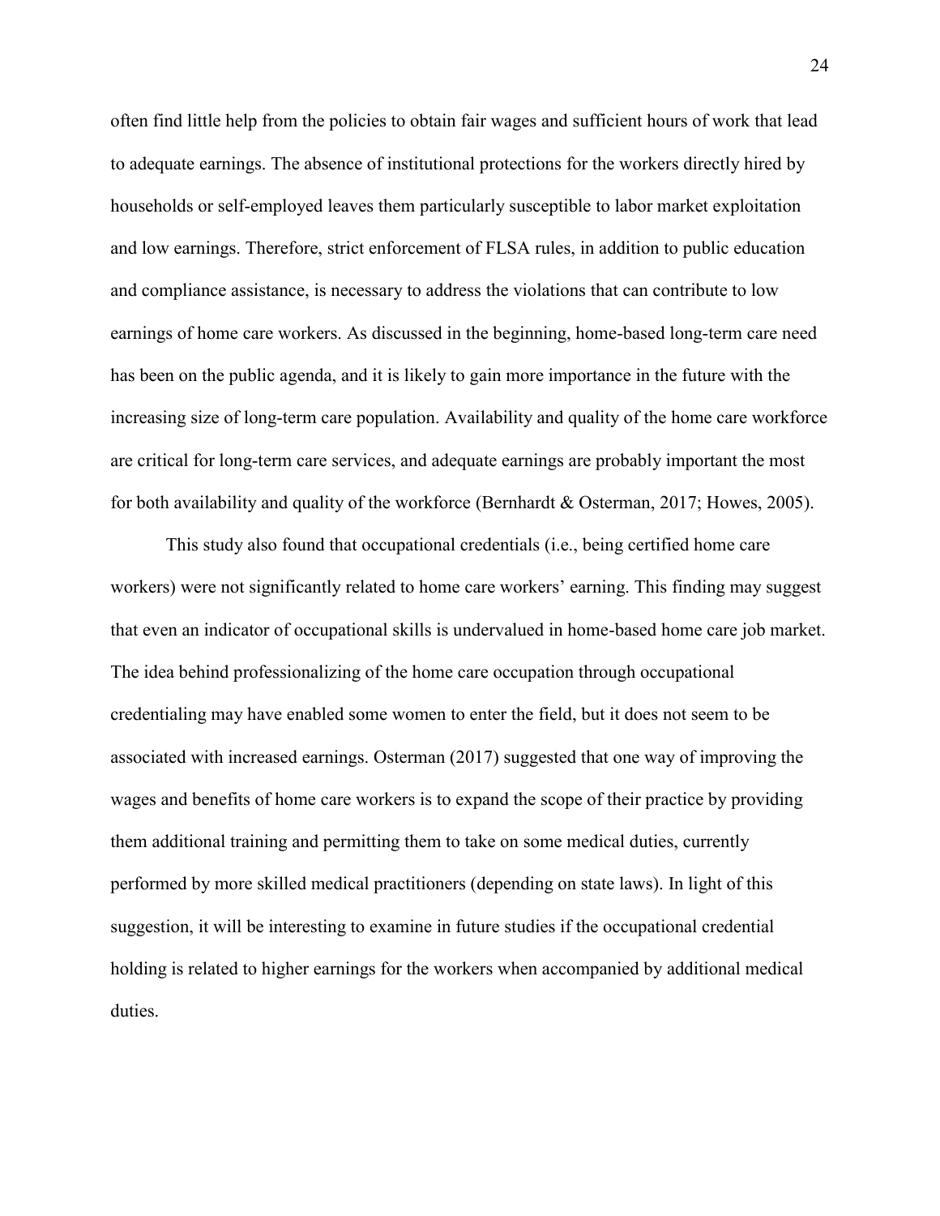often find little help from the policies to obtain fair wages and sufficient hours of work that lead to adequate earnings. The absence of institutional protections for the workers directly hired by households or self-employed leaves them particularly susceptible to labor market exploitation and low earnings. Therefore, strict enforcement of FLSA rules, in addition to public education and compliance assistance, is necessary to address the violations that can contribute to low earnings of home care workers. As discussed in the beginning, home-based long-term care need has been on the public agenda, and it is likely to gain more importance in the future with the increasing size of long-term care population. Availability and quality of the home care workforce are critical for long-term care services, and adequate earnings are probably important the most for both availability and quality of the workforce (Bernhardt & Osterman, 2017; Howes, 2005).

This study also found that occupational credentials (i.e., being certified home care workers) were not significantly related to home care workers' earning. This finding may suggest that even an indicator of occupational skills is undervalued in home-based home care job market. The idea behind professionalizing of the home care occupation through occupational credentialing may have enabled some women to enter the field, but it does not seem to be associated with increased earnings. Osterman (2017) suggested that one way of improving the wages and benefits of home care workers is to expand the scope of their practice by providing them additional training and permitting them to take on some medical duties, currently performed by more skilled medical practitioners (depending on state laws). In light of this suggestion, it will be interesting to examine in future studies if the occupational credential holding is related to higher earnings for the workers when accompanied by additional medical duties.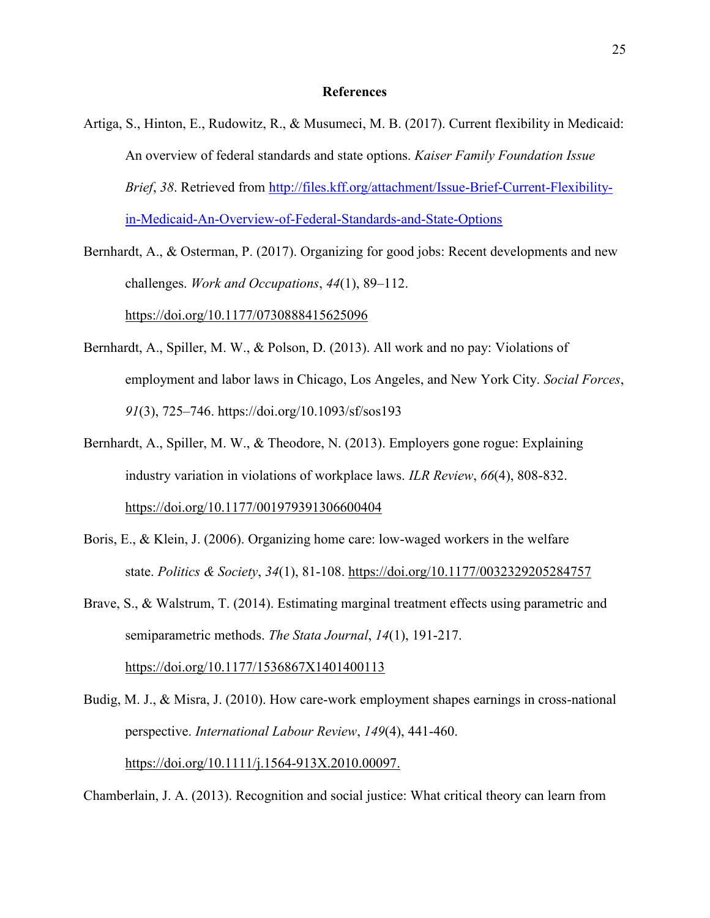## References

Artiga, S., Hinton, E., Rudowitz, R., & Musumeci, M. B. (2017). Current flexibility in Medicaid: An overview of federal standards and state options. *Kaiser Family Foundation Issue Brief*, *38*. Retrieved from http://files.kff.org/attachment/Issue-Brief-Current-Flexibility-in-Medicaid-An-Overview-of-Federal-Standards-and-State-Options

Bernhardt, A., & Osterman, P. (2017). Organizing for good jobs: Recent developments and new challenges. *Work and Occupations*, *44*(1), 89–112. https://doi.org/10.1177/0730888415625096

Bernhardt, A., Spiller, M. W., & Polson, D. (2013). All work and no pay: Violations of employment and labor laws in Chicago, Los Angeles, and New York City. *Social Forces*, *91*(3), 725–746. https://doi.org/10.1093/sf/sos193

Bernhardt, A., Spiller, M. W., & Theodore, N. (2013). Employers gone rogue: Explaining industry variation in violations of workplace laws. *ILR Review*, *66*(4), 808-832. https://doi.org/10.1177/001979391306600404

Boris, E., & Klein, J. (2006). Organizing home care: low-waged workers in the welfare state. *Politics & Society*, *34*(1), 81-108. https://doi.org/10.1177/0032329205284757

Brave, S., & Walstrum, T. (2014). Estimating marginal treatment effects using parametric and semiparametric methods. *The Stata Journal*, *14*(1), 191-217. https://doi.org/10.1177/1536867X1401400113

Budig, M. J., & Misra, J. (2010). How care-work employment shapes earnings in cross-national perspective. *International Labour Review*, *149*(4), 441-460. https://doi.org/10.1111/j.1564-913X.2010.00097.

Chamberlain, J. A. (2013). Recognition and social justice: What critical theory can learn from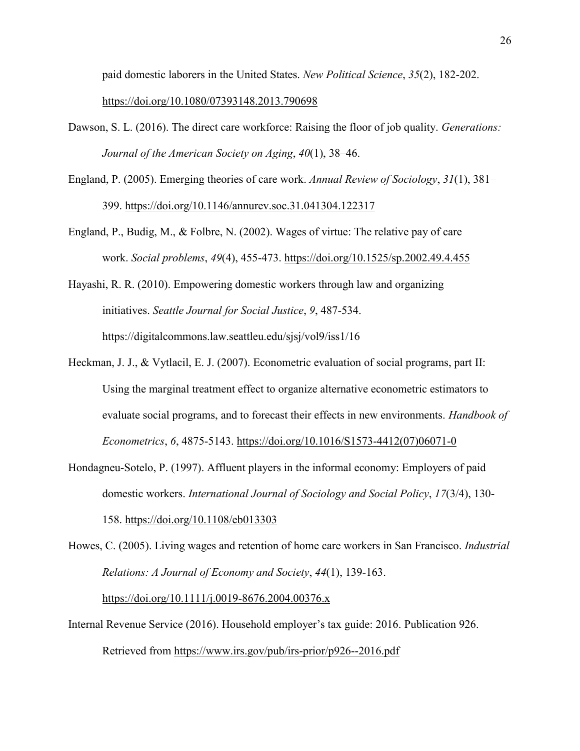paid domestic laborers in the United States. *New Political Science*, *35*(2), 182-202. https://doi.org/10.1080/07393148.2013.790698

Dawson, S. L. (2016). The direct care workforce: Raising the floor of job quality. *Generations: Journal of the American Society on Aging*, *40*(1), 38–46.

England, P. (2005). Emerging theories of care work. *Annual Review of Sociology*, *31*(1), 381–399. https://doi.org/10.1146/annurev.soc.31.041304.122317

England, P., Budig, M., & Folbre, N. (2002). Wages of virtue: The relative pay of care work. *Social problems*, *49*(4), 455-473. https://doi.org/10.1525/sp.2002.49.4.455

Hayashi, R. R. (2010). Empowering domestic workers through law and organizing initiatives. *Seattle Journal for Social Justice*, *9*, 487-534. https://digitalcommons.law.seattleu.edu/sjsj/vol9/iss1/16

Heckman, J. J., & Vytlacil, E. J. (2007). Econometric evaluation of social programs, part II: Using the marginal treatment effect to organize alternative econometric estimators to evaluate social programs, and to forecast their effects in new environments. *Handbook of Econometrics*, *6*, 4875-5143. https://doi.org/10.1016/S1573-4412(07)06071-0

Hondagneu-Sotelo, P. (1997). Affluent players in the informal economy: Employers of paid domestic workers. *International Journal of Sociology and Social Policy*, *17*(3/4), 130-158. https://doi.org/10.1108/eb013303

Howes, C. (2005). Living wages and retention of home care workers in San Francisco. *Industrial Relations: A Journal of Economy and Society*, *44*(1), 139-163. https://doi.org/10.1111/j.0019-8676.2004.00376.x

Internal Revenue Service (2016). Household employer's tax guide: 2016. Publication 926. Retrieved from https://www.irs.gov/pub/irs-prior/p926--2016.pdf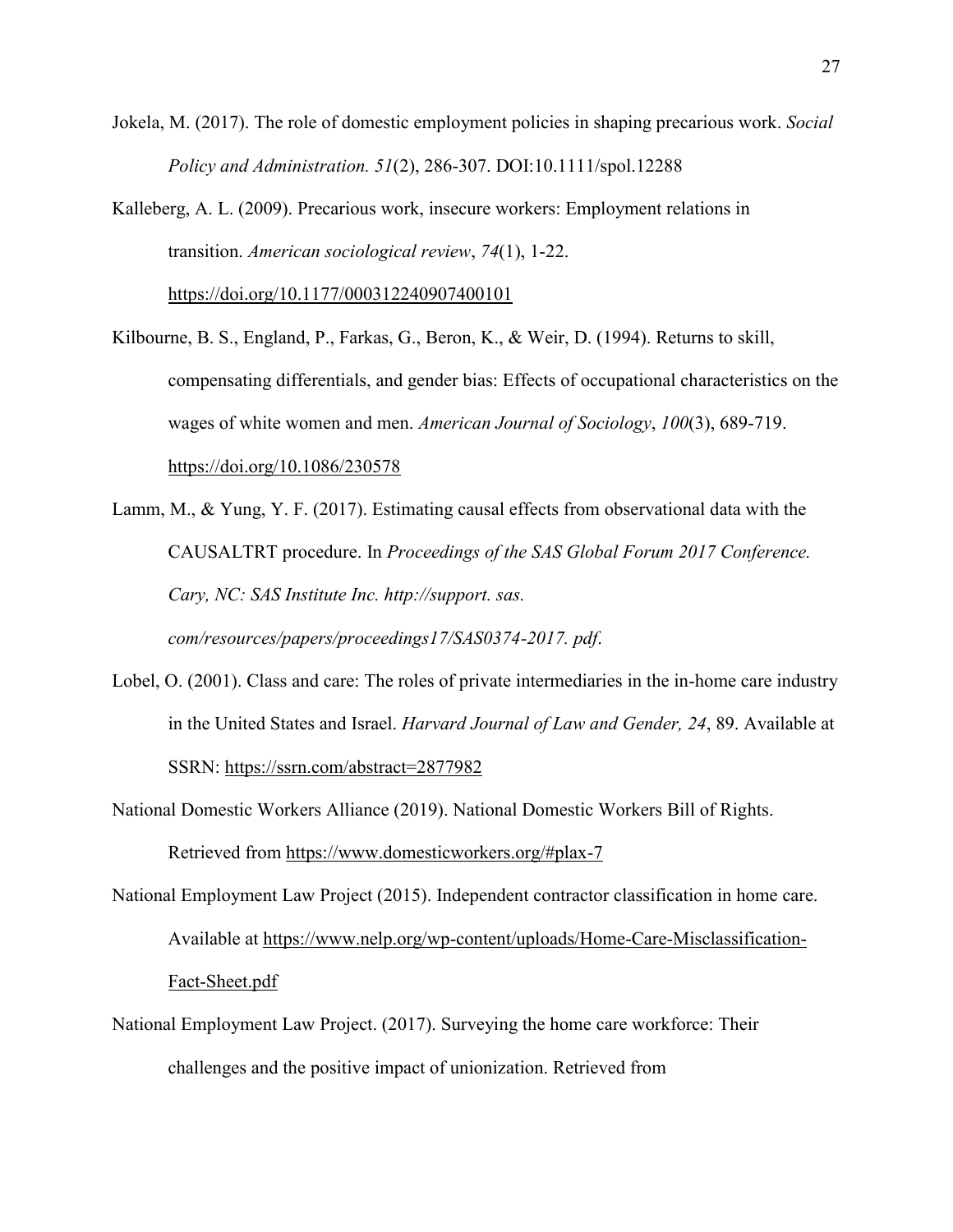Jokela, M. (2017). The role of domestic employment policies in shaping precarious work. *Social Policy and Administration. 51*(2), 286-307. DOI:10.1111/spol.12288

Kalleberg, A. L. (2009). Precarious work, insecure workers: Employment relations in transition. *American sociological review*, *74*(1), 1-22. https://doi.org/10.1177/000312240907400101

Kilbourne, B. S., England, P., Farkas, G., Beron, K., & Weir, D. (1994). Returns to skill, compensating differentials, and gender bias: Effects of occupational characteristics on the wages of white women and men. *American Journal of Sociology*, *100*(3), 689-719. https://doi.org/10.1086/230578

Lamm, M., & Yung, Y. F. (2017). Estimating causal effects from observational data with the CAUSALTRT procedure. In *Proceedings of the SAS Global Forum 2017 Conference. Cary, NC: SAS Institute Inc. http://support. sas. com/resources/papers/proceedings17/SAS0374-2017. pdf*.

Lobel, O. (2001). Class and care: The roles of private intermediaries in the in-home care industry in the United States and Israel. *Harvard Journal of Law and Gender, 24*, 89. Available at SSRN: https://ssrn.com/abstract=2877982

National Domestic Workers Alliance (2019). National Domestic Workers Bill of Rights. Retrieved from https://www.domesticworkers.org/#plax-7

National Employment Law Project (2015). Independent contractor classification in home care. Available at https://www.nelp.org/wp-content/uploads/Home-Care-Misclassification-Fact-Sheet.pdf

National Employment Law Project. (2017). Surveying the home care workforce: Their challenges and the positive impact of unionization. Retrieved from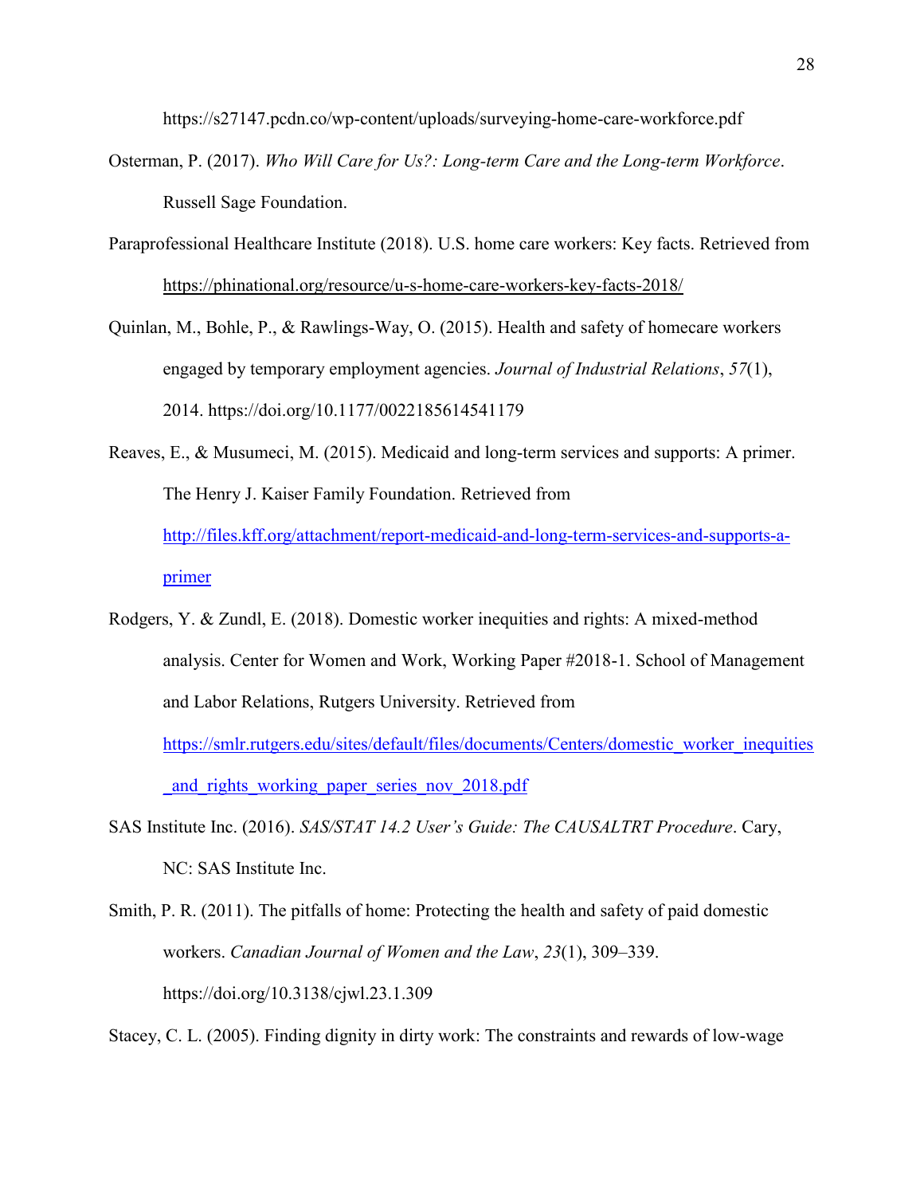https://s27147.pcdn.co/wp-content/uploads/surveying-home-care-workforce.pdf

Osterman, P. (2017). *Who Will Care for Us?: Long-term Care and the Long-term Workforce*. Russell Sage Foundation.

Paraprofessional Healthcare Institute (2018). U.S. home care workers: Key facts. Retrieved from https://phinational.org/resource/u-s-home-care-workers-key-facts-2018/

Quinlan, M., Bohle, P., & Rawlings-Way, O. (2015). Health and safety of homecare workers engaged by temporary employment agencies. *Journal of Industrial Relations*, *57*(1), 2014. https://doi.org/10.1177/0022185614541179

Reaves, E., & Musumeci, M. (2015). Medicaid and long-term services and supports: A primer. The Henry J. Kaiser Family Foundation. Retrieved from http://files.kff.org/attachment/report-medicaid-and-long-term-services-and-supports-a-primer

Rodgers, Y. & Zundl, E. (2018). Domestic worker inequities and rights: A mixed-method analysis. Center for Women and Work, Working Paper #2018-1. School of Management and Labor Relations, Rutgers University. Retrieved from https://smlr.rutgers.edu/sites/default/files/documents/Centers/domestic_worker_inequities_and_rights_working_paper_series_nov_2018.pdf

SAS Institute Inc. (2016). *SAS/STAT 14.2 User's Guide: The CAUSALTRT Procedure*. Cary, NC: SAS Institute Inc.

Smith, P. R. (2011). The pitfalls of home: Protecting the health and safety of paid domestic workers. *Canadian Journal of Women and the Law*, *23*(1), 309–339. https://doi.org/10.3138/cjwl.23.1.309

Stacey, C. L. (2005). Finding dignity in dirty work: The constraints and rewards of low-wage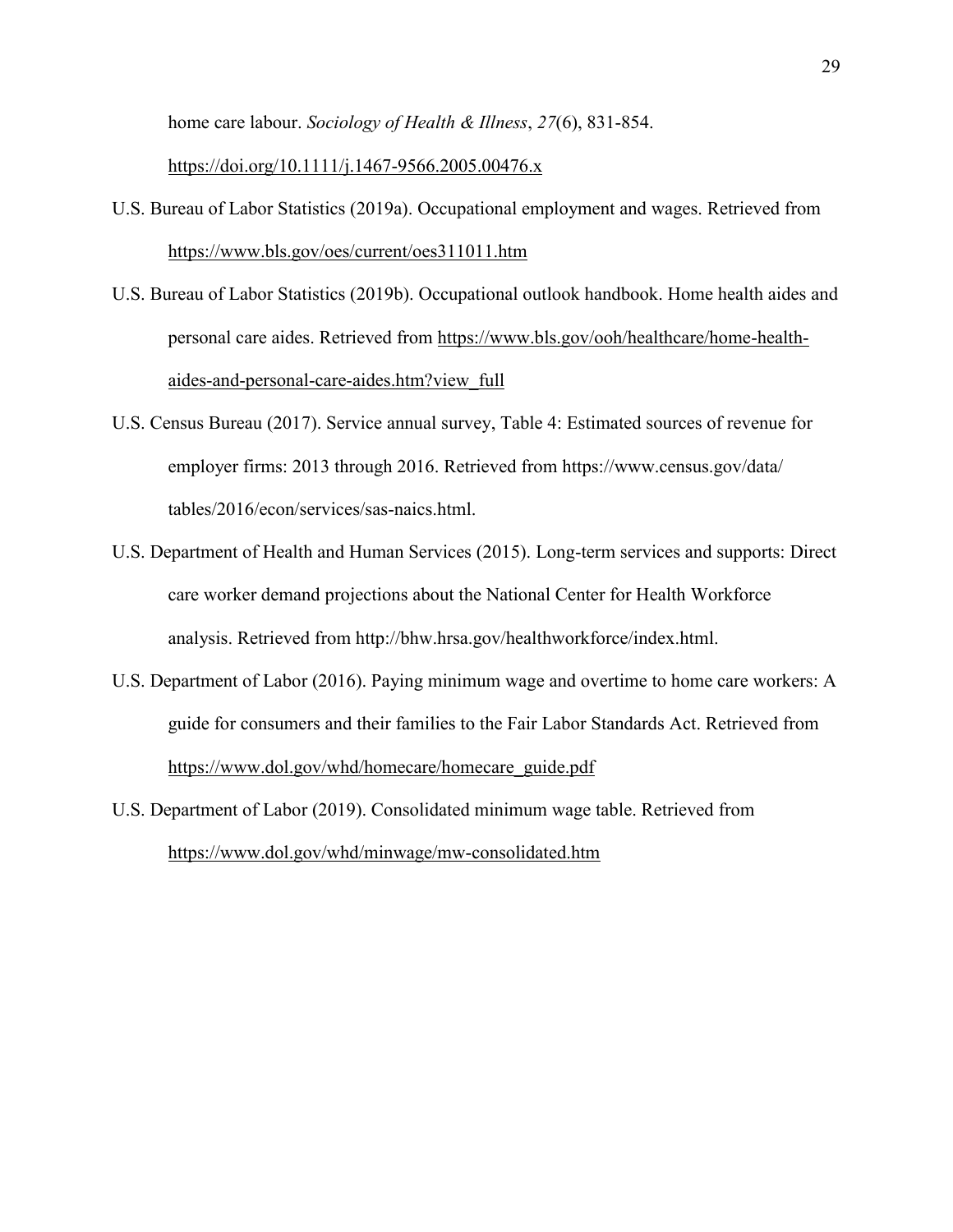home care labour. *Sociology of Health & Illness*, *27*(6), 831-854. https://doi.org/10.1111/j.1467-9566.2005.00476.x

U.S. Bureau of Labor Statistics (2019a). Occupational employment and wages. Retrieved from https://www.bls.gov/oes/current/oes311011.htm

U.S. Bureau of Labor Statistics (2019b). Occupational outlook handbook. Home health aides and personal care aides. Retrieved from https://www.bls.gov/ooh/healthcare/home-health-aides-and-personal-care-aides.htm?view_full

U.S. Census Bureau (2017). Service annual survey, Table 4: Estimated sources of revenue for employer firms: 2013 through 2016. Retrieved from https://www.census.gov/data/tables/2016/econ/services/sas-naics.html.

U.S. Department of Health and Human Services (2015). Long-term services and supports: Direct care worker demand projections about the National Center for Health Workforce analysis. Retrieved from http://bhw.hrsa.gov/healthworkforce/index.html.

U.S. Department of Labor (2016). Paying minimum wage and overtime to home care workers: A guide for consumers and their families to the Fair Labor Standards Act. Retrieved from https://www.dol.gov/whd/homecare/homecare_guide.pdf

U.S. Department of Labor (2019). Consolidated minimum wage table. Retrieved from https://www.dol.gov/whd/minwage/mw-consolidated.htm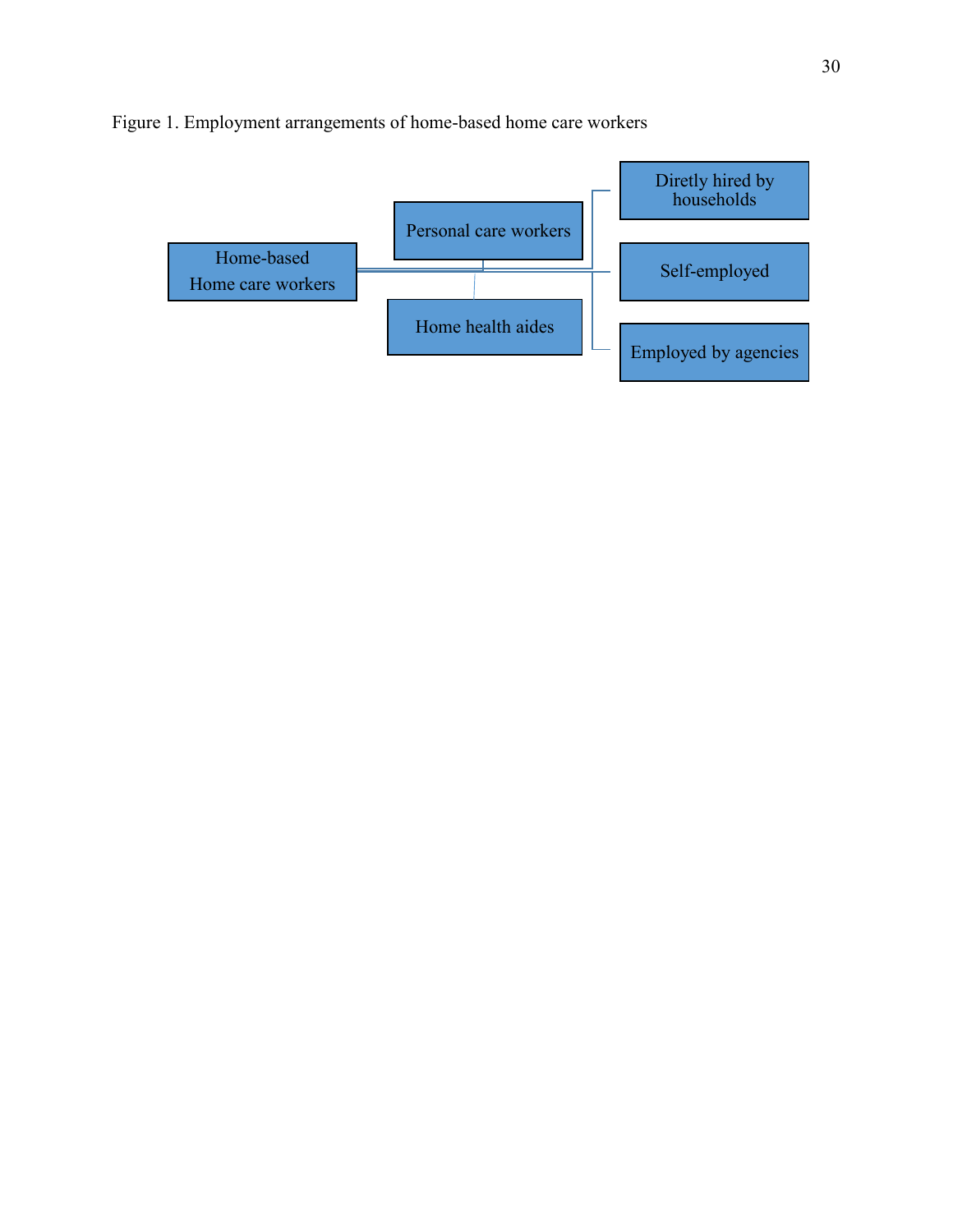Figure 1. Employment arrangements of home-based home care workers

Home-based Home care workers

Personal care workers

Home health aides

Diretly hired by households

Self-employed

Employed by agencies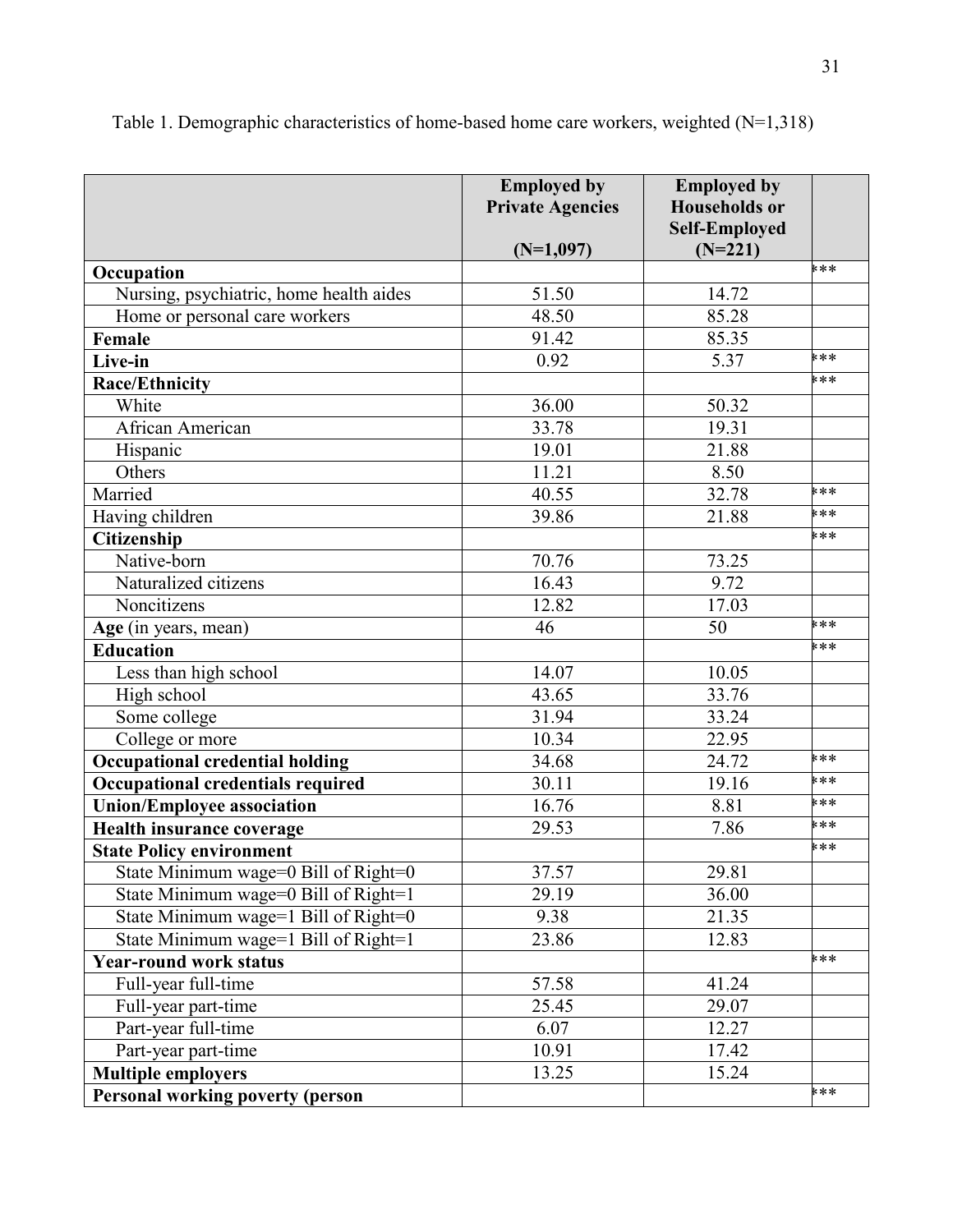Table 1. Demographic characteristics of home-based home care workers, weighted (N=1,318)

| | **Employed by Private Agencies (N=1,097)** | **Employed by Households or Self-Employed (N=221)** | |
|---|---|---|---|
| **Occupation** | | | *** |
| Nursing, psychiatric, home health aides | 51.50 | 14.72 | |
| Home or personal care workers | 48.50 | 85.28 | |
| **Female** | 91.42 | 85.35 | |
| **Live-in** | 0.92 | 5.37 | *** |
| **Race/Ethnicity** | | | *** |
| White | 36.00 | 50.32 | |
| African American | 33.78 | 19.31 | |
| Hispanic | 19.01 | 21.88 | |
| Others | 11.21 | 8.50 | |
| Married | 40.55 | 32.78 | *** |
| Having children | 39.86 | 21.88 | *** |
| **Citizenship** | | | *** |
| Native-born | 70.76 | 73.25 | |
| Naturalized citizens | 16.43 | 9.72 | |
| Noncitizens | 12.82 | 17.03 | |
| **Age** (in years, mean) | 46 | 50 | *** |
| **Education** | | | *** |
| Less than high school | 14.07 | 10.05 | |
| High school | 43.65 | 33.76 | |
| Some college | 31.94 | 33.24 | |
| College or more | 10.34 | 22.95 | |
| **Occupational credential holding** | 34.68 | 24.72 | *** |
| **Occupational credentials required** | 30.11 | 19.16 | *** |
| **Union/Employee association** | 16.76 | 8.81 | *** |
| **Health insurance coverage** | 29.53 | 7.86 | *** |
| **State Policy environment** | | | *** |
| State Minimum wage=0 Bill of Right=0 | 37.57 | 29.81 | |
| State Minimum wage=0 Bill of Right=1 | 29.19 | 36.00 | |
| State Minimum wage=1 Bill of Right=0 | 9.38 | 21.35 | |
| State Minimum wage=1 Bill of Right=1 | 23.86 | 12.83 | |
| **Year-round work status** | | | *** |
| Full-year full-time | 57.58 | 41.24 | |
| Full-year part-time | 25.45 | 29.07 | |
| Part-year full-time | 6.07 | 12.27 | |
| Part-year part-time | 10.91 | 17.42 | |
| **Multiple employers** | 13.25 | 15.24 | |
| **Personal working poverty (person** | | | *** |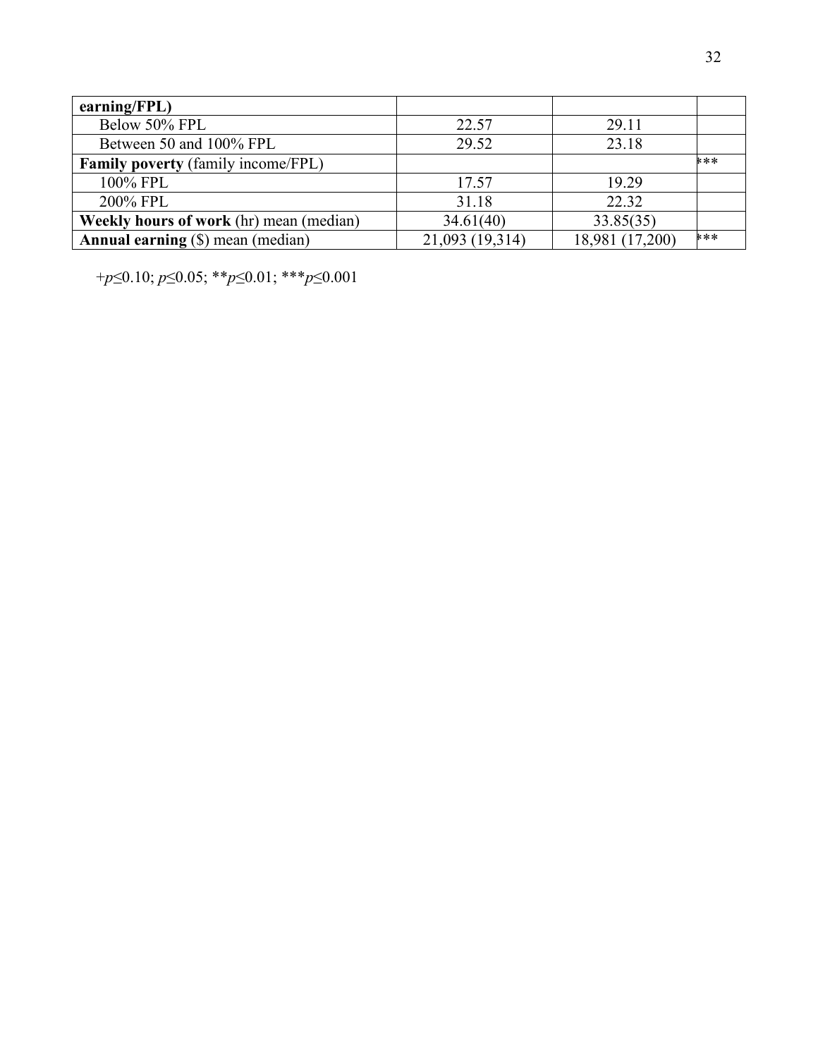| earning/FPL) | | | |
|---|---|---|---|
| Below 50% FPL | 22.57 | 29.11 | |
| Between 50 and 100% FPL | 29.52 | 23.18 | |
| **Family poverty** (family income/FPL) | | | *** |
| 100% FPL | 17.57 | 19.29 | |
| 200% FPL | 31.18 | 22.32 | |
| **Weekly hours of work** (hr) mean (median) | 34.61(40) | 33.85(35) | |
| **Annual earning** ($) mean (median) | 21,093 (19,314) | 18,981 (17,200) | *** |

+$p \leq 0.10$; $p \leq 0.05$; \*\*$p \leq 0.01$; \*\*\*$p \leq 0.001$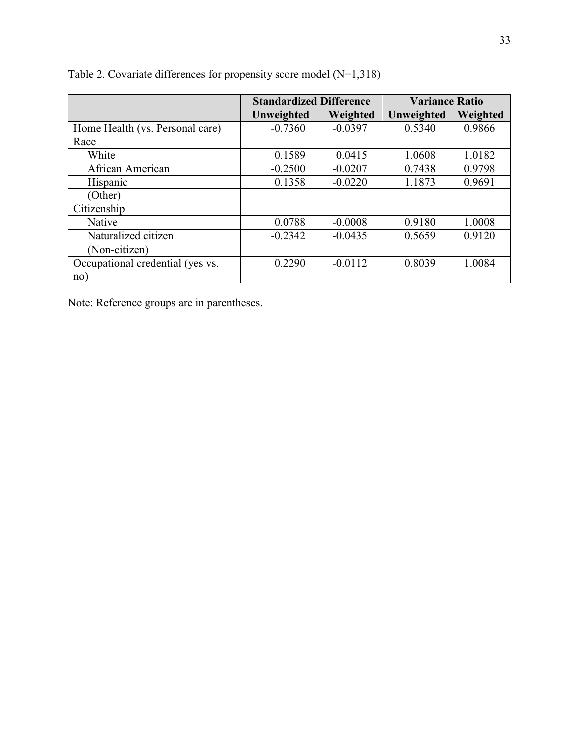Table 2. Covariate differences for propensity score model (N=1,318)

| | Standardized Difference | | Variance Ratio | |
|---|---|---|---|---|
| | Unweighted | Weighted | Unweighted | Weighted |
| Home Health (vs. Personal care) | -0.7360 | -0.0397 | 0.5340 | 0.9866 |
| Race | | | | |
| White | 0.1589 | 0.0415 | 1.0608 | 1.0182 |
| African American | -0.2500 | -0.0207 | 0.7438 | 0.9798 |
| Hispanic | 0.1358 | -0.0220 | 1.1873 | 0.9691 |
| (Other) | | | | |
| Citizenship | | | | |
| Native | 0.0788 | -0.0008 | 0.9180 | 1.0008 |
| Naturalized citizen | -0.2342 | -0.0435 | 0.5659 | 0.9120 |
| (Non-citizen) | | | | |
| Occupational credential (yes vs. no) | 0.2290 | -0.0112 | 0.8039 | 1.0084 |

Note: Reference groups are in parentheses.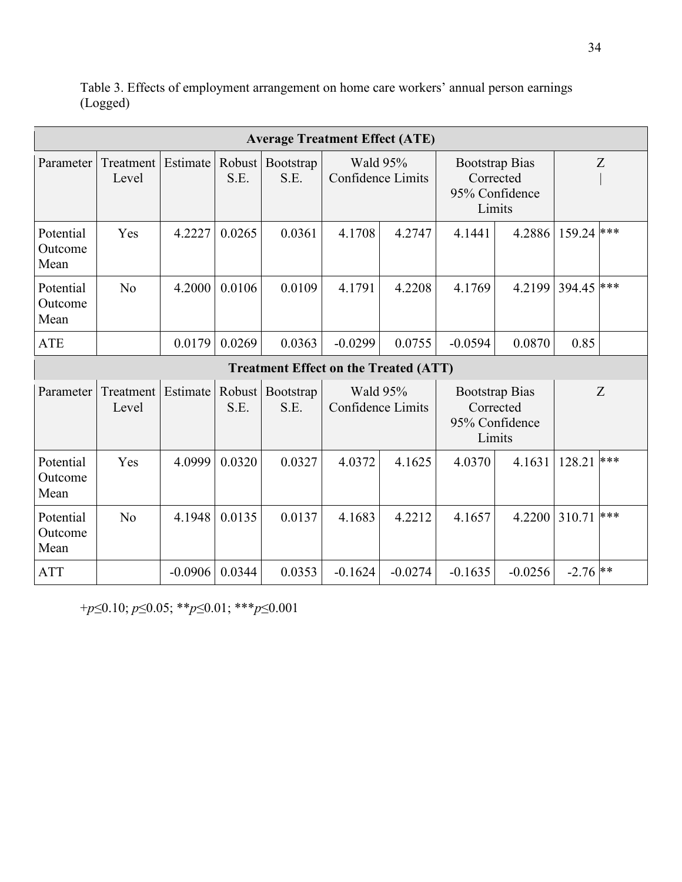Table 3. Effects of employment arrangement on home care workers' annual person earnings (Logged)

| Average Treatment Effect (ATE) | | | | | | | | | | |
|---|---|---|---|---|---|---|---|---|---|---|
| Parameter | Treatment Level | Estimate | Robust S.E. | Bootstrap S.E. | Wald 95% Confidence Limits | | Bootstrap Bias Corrected 95% Confidence Limits | | Z \| | |
| Potential Outcome Mean | Yes | 4.2227 | 0.0265 | 0.0361 | 4.1708 | 4.2747 | 4.1441 | 4.2886 | 159.24 | *** |
| Potential Outcome Mean | No | 4.2000 | 0.0106 | 0.0109 | 4.1791 | 4.2208 | 4.1769 | 4.2199 | 394.45 | *** |
| ATE | | 0.0179 | 0.0269 | 0.0363 | -0.0299 | 0.0755 | -0.0594 | 0.0870 | 0.85 | |
| **Treatment Effect on the Treated (ATT)** | | | | | | | | | | |
| Parameter | Treatment Level | Estimate | Robust S.E. | Bootstrap S.E. | Wald 95% Confidence Limits | | Bootstrap Bias Corrected 95% Confidence Limits | | Z | |
| Potential Outcome Mean | Yes | 4.0999 | 0.0320 | 0.0327 | 4.0372 | 4.1625 | 4.0370 | 4.1631 | 128.21 | *** |
| Potential Outcome Mean | No | 4.1948 | 0.0135 | 0.0137 | 4.1683 | 4.2212 | 4.1657 | 4.2200 | 310.71 | *** |
| ATT | | -0.0906 | 0.0344 | 0.0353 | -0.1624 | -0.0274 | -0.1635 | -0.0256 | -2.76 | ** |

+$p \leq 0.10$; $p \leq 0.05$; \*\*$p \leq 0.01$; \*\*\*$p \leq 0.001$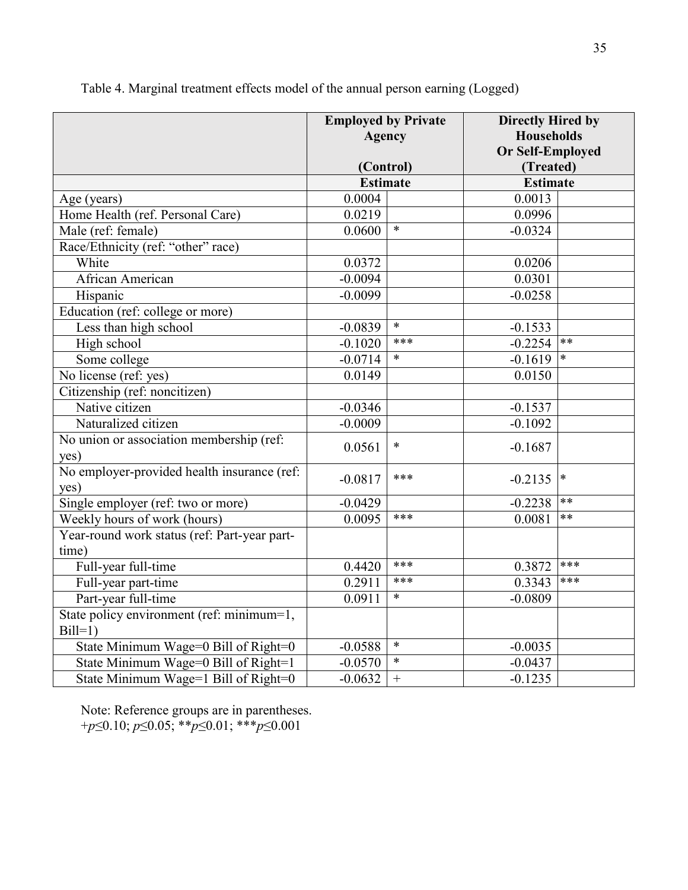Table 4. Marginal treatment effects model of the annual person earning (Logged)

| | **Employed by Private Agency (Control)** | | **Directly Hired by Households Or Self-Employed (Treated)** | |
|---|---|---|---|---|
| | **Estimate** | | **Estimate** | |
| Age (years) | 0.0004 | | 0.0013 | |
| Home Health (ref. Personal Care) | 0.0219 | | 0.0996 | |
| Male (ref: female) | 0.0600 | * | -0.0324 | |
| Race/Ethnicity (ref: "other" race) | | | | |
| White | 0.0372 | | 0.0206 | |
| African American | -0.0094 | | 0.0301 | |
| Hispanic | -0.0099 | | -0.0258 | |
| Education (ref: college or more) | | | | |
| Less than high school | -0.0839 | * | -0.1533 | |
| High school | -0.1020 | *** | -0.2254 | ** |
| Some college | -0.0714 | * | -0.1619 | * |
| No license (ref: yes) | 0.0149 | | 0.0150 | |
| Citizenship (ref: noncitizen) | | | | |
| Native citizen | -0.0346 | | -0.1537 | |
| Naturalized citizen | -0.0009 | | -0.1092 | |
| No union or association membership (ref: yes) | 0.0561 | * | -0.1687 | |
| No employer-provided health insurance (ref: yes) | -0.0817 | *** | -0.2135 | * |
| Single employer (ref: two or more) | -0.0429 | | -0.2238 | ** |
| Weekly hours of work (hours) | 0.0095 | *** | 0.0081 | ** |
| Year-round work status (ref: Part-year part-time) | | | | |
| Full-year full-time | 0.4420 | *** | 0.3872 | *** |
| Full-year part-time | 0.2911 | *** | 0.3343 | *** |
| Part-year full-time | 0.0911 | * | -0.0809 | |
| State policy environment (ref: minimum=1, Bill=1) | | | | |
| State Minimum Wage=0 Bill of Right=0 | -0.0588 | * | -0.0035 | |
| State Minimum Wage=0 Bill of Right=1 | -0.0570 | * | -0.0437 | |
| State Minimum Wage=1 Bill of Right=0 | -0.0632 | + | -0.1235 | |

Note: Reference groups are in parentheses.
+$p \leq 0.10$; $p \leq 0.05$; \*\*$p \leq 0.01$; \*\*\*$p \leq 0.001$